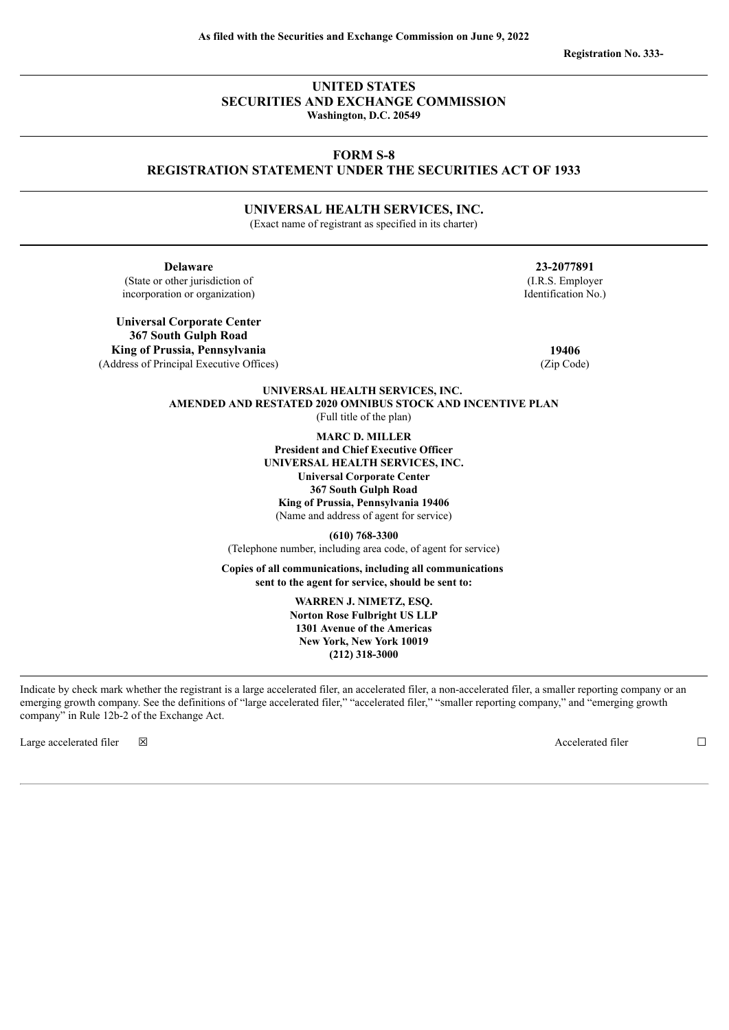**As filed with the Securities and Exchange Commission on June 9, 2022**

**Registration No. 333-**

# UNITED STATES
# SECURITIES AND EXCHANGE COMMISSION
**Washington, D.C. 20549**

## FORM S-8
## REGISTRATION STATEMENT UNDER THE SECURITIES ACT OF 1933

## UNIVERSAL HEALTH SERVICES, INC.
(Exact name of registrant as specified in its charter)

| | |
|---|---|
| **Delaware** | **23-2077891** |
| (State or other jurisdiction of incorporation or organization) | (I.R.S. Employer Identification No.) |
| **Universal Corporate Center**<br>**367 South Gulph Road**<br>**King of Prussia, Pennsylvania** | **19406** |
| (Address of Principal Executive Offices) | (Zip Code) |

**UNIVERSAL HEALTH SERVICES, INC.**
**AMENDED AND RESTATED 2020 OMNIBUS STOCK AND INCENTIVE PLAN**
(Full title of the plan)

**MARC D. MILLER**
**President and Chief Executive Officer**
**UNIVERSAL HEALTH SERVICES, INC.**
**Universal Corporate Center**
**367 South Gulph Road**
**King of Prussia, Pennsylvania 19406**
(Name and address of agent for service)

**(610) 768-3300**
(Telephone number, including area code, of agent for service)

**Copies of all communications, including all communications sent to the agent for service, should be sent to:**

**WARREN J. NIMETZ, ESQ.**
**Norton Rose Fulbright US LLP**
**1301 Avenue of the Americas**
**New York, New York 10019**
**(212) 318-3000**

Indicate by check mark whether the registrant is a large accelerated filer, an accelerated filer, a non-accelerated filer, a smaller reporting company or an emerging growth company. See the definitions of "large accelerated filer," "accelerated filer," "smaller reporting company," and "emerging growth company" in Rule 12b-2 of the Exchange Act.

| | | | |
|---|---|---|---|
| Large accelerated filer | ☒ | Accelerated filer | ☐ |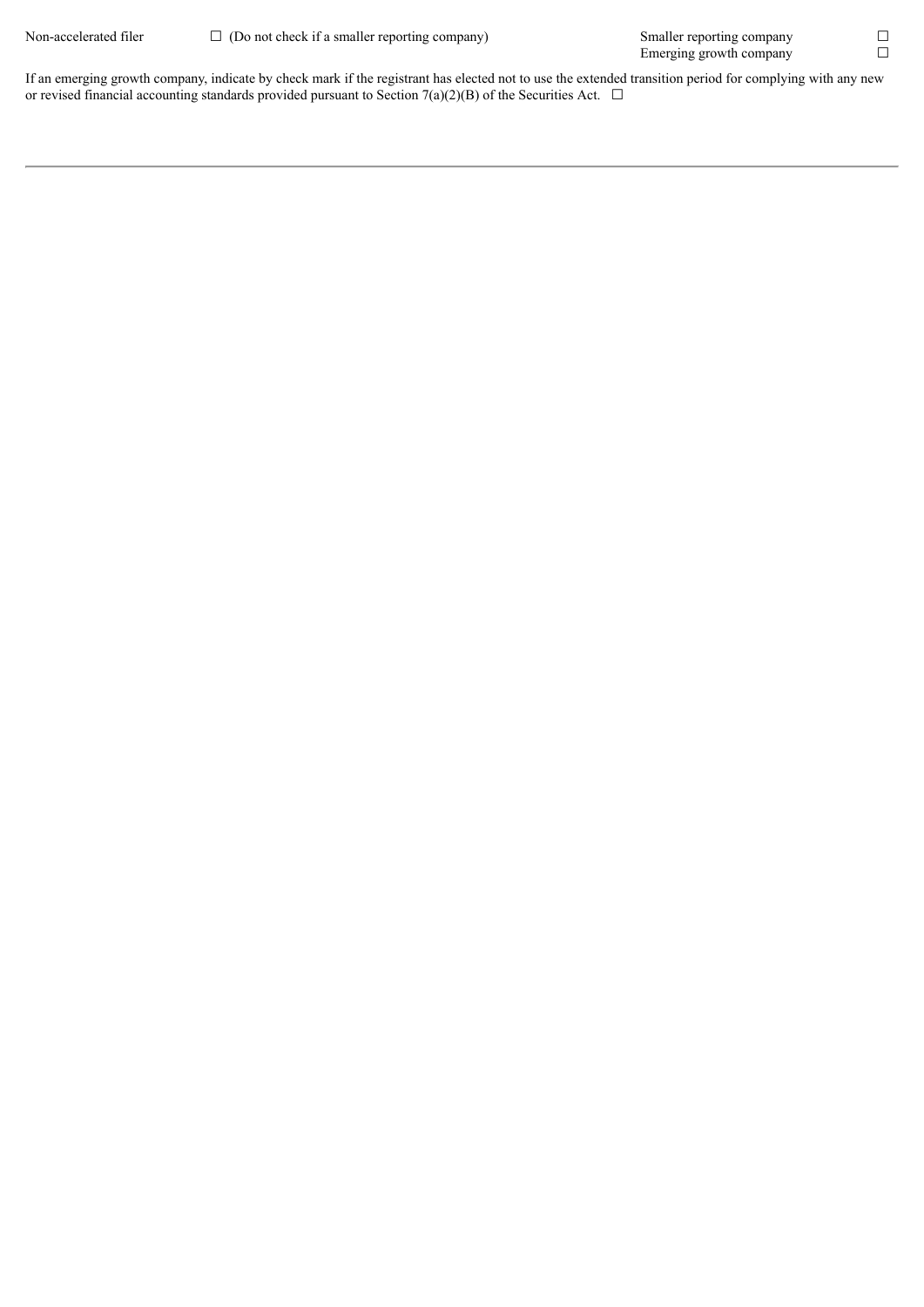| | | | |
|---|---|---|---|
| Non-accelerated filer | ☐ (Do not check if a smaller reporting company) | Smaller reporting company | ☐ |
| | | Emerging growth company | ☐ |

If an emerging growth company, indicate by check mark if the registrant has elected not to use the extended transition period for complying with any new or revised financial accounting standards provided pursuant to Section 7(a)(2)(B) of the Securities Act. ☐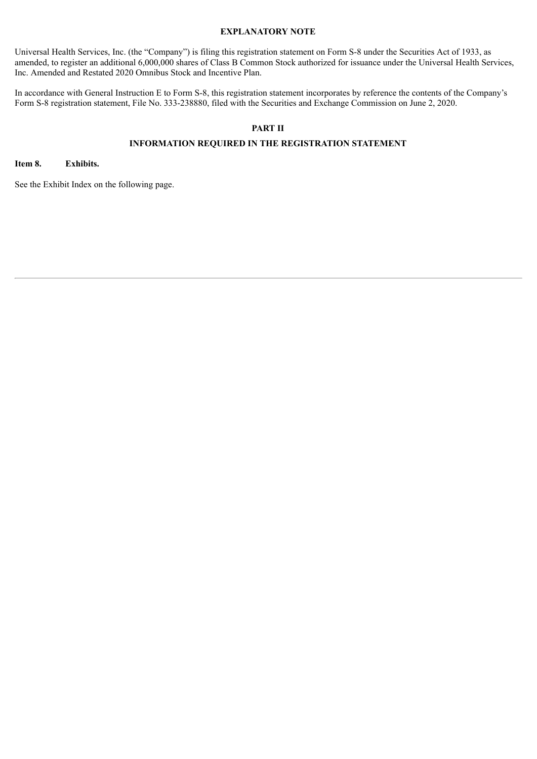## EXPLANATORY NOTE

Universal Health Services, Inc. (the "Company") is filing this registration statement on Form S-8 under the Securities Act of 1933, as amended, to register an additional 6,000,000 shares of Class B Common Stock authorized for issuance under the Universal Health Services, Inc. Amended and Restated 2020 Omnibus Stock and Incentive Plan.

In accordance with General Instruction E to Form S-8, this registration statement incorporates by reference the contents of the Company's Form S-8 registration statement, File No. 333-238880, filed with the Securities and Exchange Commission on June 2, 2020.

## PART II

## INFORMATION REQUIRED IN THE REGISTRATION STATEMENT

**Item 8. Exhibits.**

See the Exhibit Index on the following page.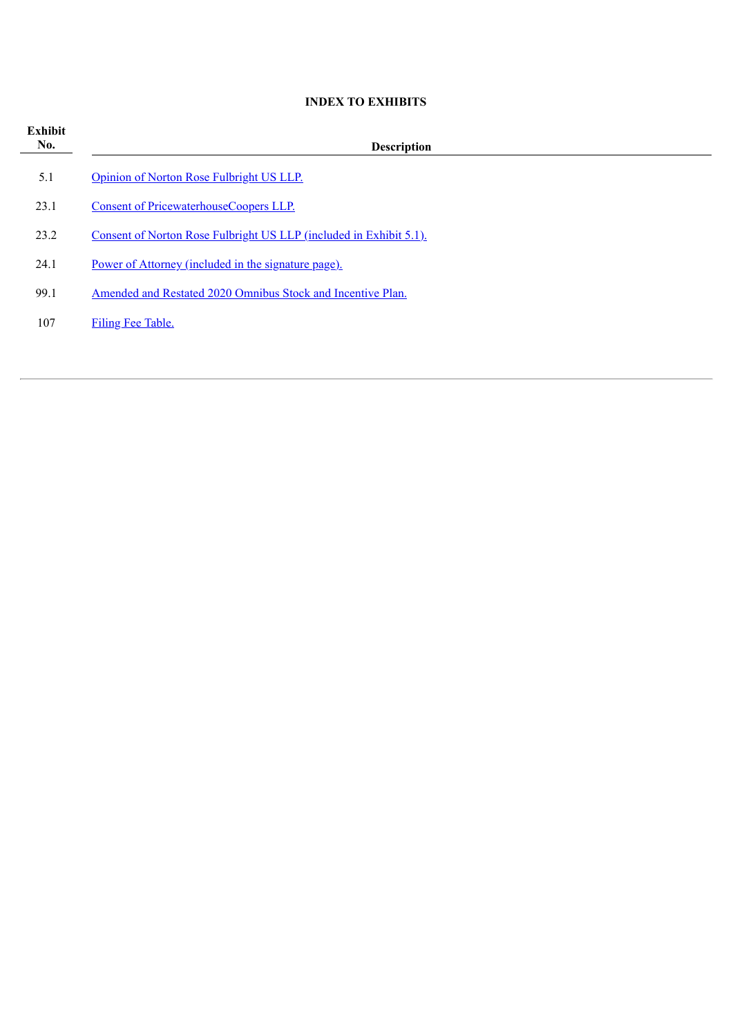**INDEX TO EXHIBITS**

| Exhibit No. | Description |
|---|---|
| 5.1 | Opinion of Norton Rose Fulbright US LLP. |
| 23.1 | Consent of PricewaterhouseCoopers LLP. |
| 23.2 | Consent of Norton Rose Fulbright US LLP (included in Exhibit 5.1). |
| 24.1 | Power of Attorney (included in the signature page). |
| 99.1 | Amended and Restated 2020 Omnibus Stock and Incentive Plan. |
| 107 | Filing Fee Table. |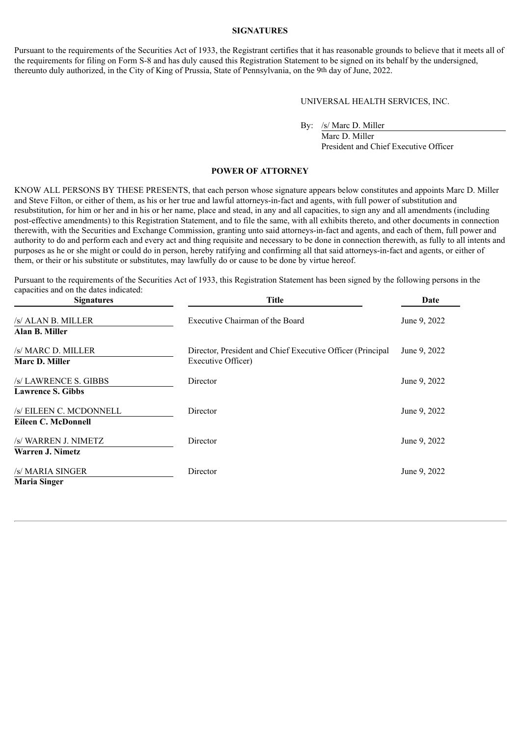## SIGNATURES

Pursuant to the requirements of the Securities Act of 1933, the Registrant certifies that it has reasonable grounds to believe that it meets all of the requirements for filing on Form S-8 and has duly caused this Registration Statement to be signed on its behalf by the undersigned, thereunto duly authorized, in the City of King of Prussia, State of Pennsylvania, on the 9th day of June, 2022.

UNIVERSAL HEALTH SERVICES, INC.

By: /s/ Marc D. Miller
Marc D. Miller
President and Chief Executive Officer

## POWER OF ATTORNEY

KNOW ALL PERSONS BY THESE PRESENTS, that each person whose signature appears below constitutes and appoints Marc D. Miller and Steve Filton, or either of them, as his or her true and lawful attorneys-in-fact and agents, with full power of substitution and resubstitution, for him or her and in his or her name, place and stead, in any and all capacities, to sign any and all amendments (including post-effective amendments) to this Registration Statement, and to file the same, with all exhibits thereto, and other documents in connection therewith, with the Securities and Exchange Commission, granting unto said attorneys-in-fact and agents, and each of them, full power and authority to do and perform each and every act and thing requisite and necessary to be done in connection therewith, as fully to all intents and purposes as he or she might or could do in person, hereby ratifying and confirming all that said attorneys-in-fact and agents, or either of them, or their or his substitute or substitutes, may lawfully do or cause to be done by virtue hereof.

Pursuant to the requirements of the Securities Act of 1933, this Registration Statement has been signed by the following persons in the capacities and on the dates indicated:

| Signatures | Title | Date |
|---|---|---|
| /s/ ALAN B. MILLER<br>**Alan B. Miller** | Executive Chairman of the Board | June 9, 2022 |
| /s/ MARC D. MILLER<br>**Marc D. Miller** | Director, President and Chief Executive Officer (Principal Executive Officer) | June 9, 2022 |
| /s/ LAWRENCE S. GIBBS<br>**Lawrence S. Gibbs** | Director | June 9, 2022 |
| /s/ EILEEN C. MCDONNELL<br>**Eileen C. McDonnell** | Director | June 9, 2022 |
| /s/ WARREN J. NIMETZ<br>**Warren J. Nimetz** | Director | June 9, 2022 |
| /s/ MARIA SINGER<br>**Maria Singer** | Director | June 9, 2022 |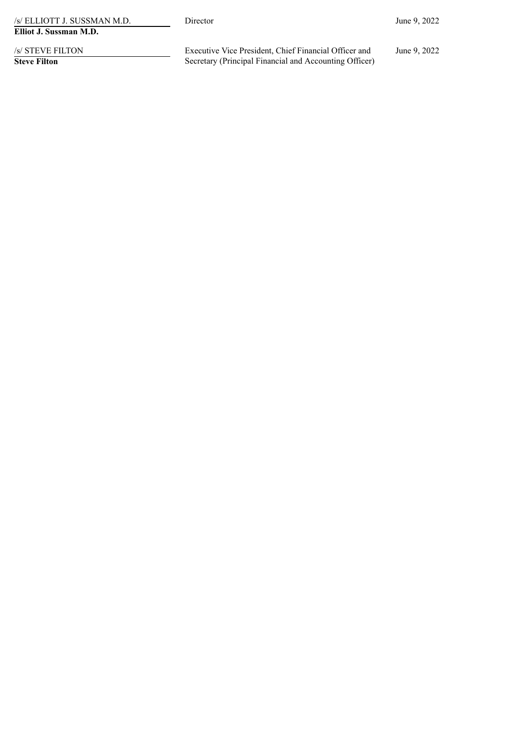| | | |
|---|---|---|
| /s/ ELLIOTT J. SUSSMAN M.D.<br>**Elliot J. Sussman M.D.** | Director | June 9, 2022 |
| /s/ STEVE FILTON<br>**Steve Filton** | Executive Vice President, Chief Financial Officer and Secretary (Principal Financial and Accounting Officer) | June 9, 2022 |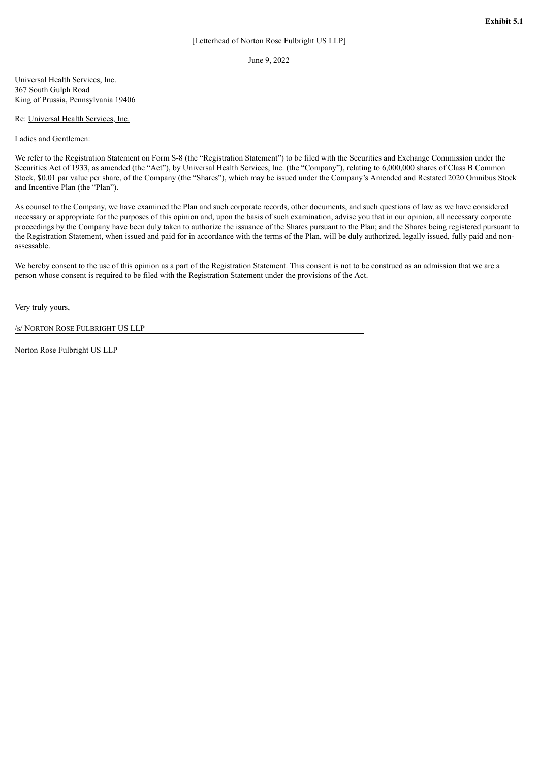**Exhibit 5.1**

[Letterhead of Norton Rose Fulbright US LLP]

June 9, 2022

Universal Health Services, Inc.
367 South Gulph Road
King of Prussia, Pennsylvania 19406

Re: Universal Health Services, Inc.

Ladies and Gentlemen:

We refer to the Registration Statement on Form S-8 (the "Registration Statement") to be filed with the Securities and Exchange Commission under the Securities Act of 1933, as amended (the "Act"), by Universal Health Services, Inc. (the "Company"), relating to 6,000,000 shares of Class B Common Stock, $0.01 par value per share, of the Company (the "Shares"), which may be issued under the Company's Amended and Restated 2020 Omnibus Stock and Incentive Plan (the "Plan").

As counsel to the Company, we have examined the Plan and such corporate records, other documents, and such questions of law as we have considered necessary or appropriate for the purposes of this opinion and, upon the basis of such examination, advise you that in our opinion, all necessary corporate proceedings by the Company have been duly taken to authorize the issuance of the Shares pursuant to the Plan; and the Shares being registered pursuant to the Registration Statement, when issued and paid for in accordance with the terms of the Plan, will be duly authorized, legally issued, fully paid and non-assessable.

We hereby consent to the use of this opinion as a part of the Registration Statement. This consent is not to be construed as an admission that we are a person whose consent is required to be filed with the Registration Statement under the provisions of the Act.

Very truly yours,

/s/ NORTON ROSE FULBRIGHT US LLP

Norton Rose Fulbright US LLP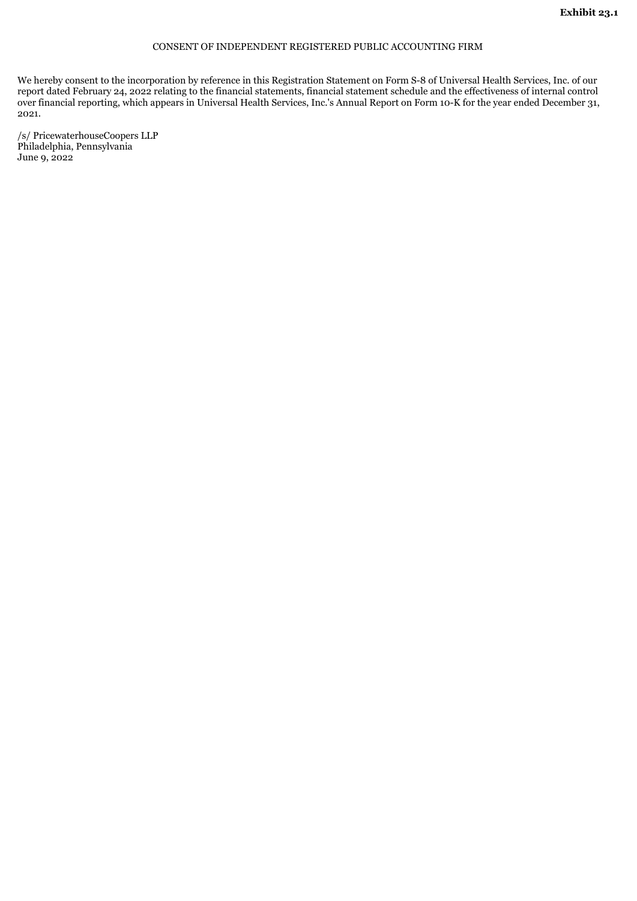**Exhibit 23.1**

CONSENT OF INDEPENDENT REGISTERED PUBLIC ACCOUNTING FIRM

We hereby consent to the incorporation by reference in this Registration Statement on Form S-8 of Universal Health Services, Inc. of our report dated February 24, 2022 relating to the financial statements, financial statement schedule and the effectiveness of internal control over financial reporting, which appears in Universal Health Services, Inc.'s Annual Report on Form 10-K for the year ended December 31, 2021.

/s/ PricewaterhouseCoopers LLP
Philadelphia, Pennsylvania
June 9, 2022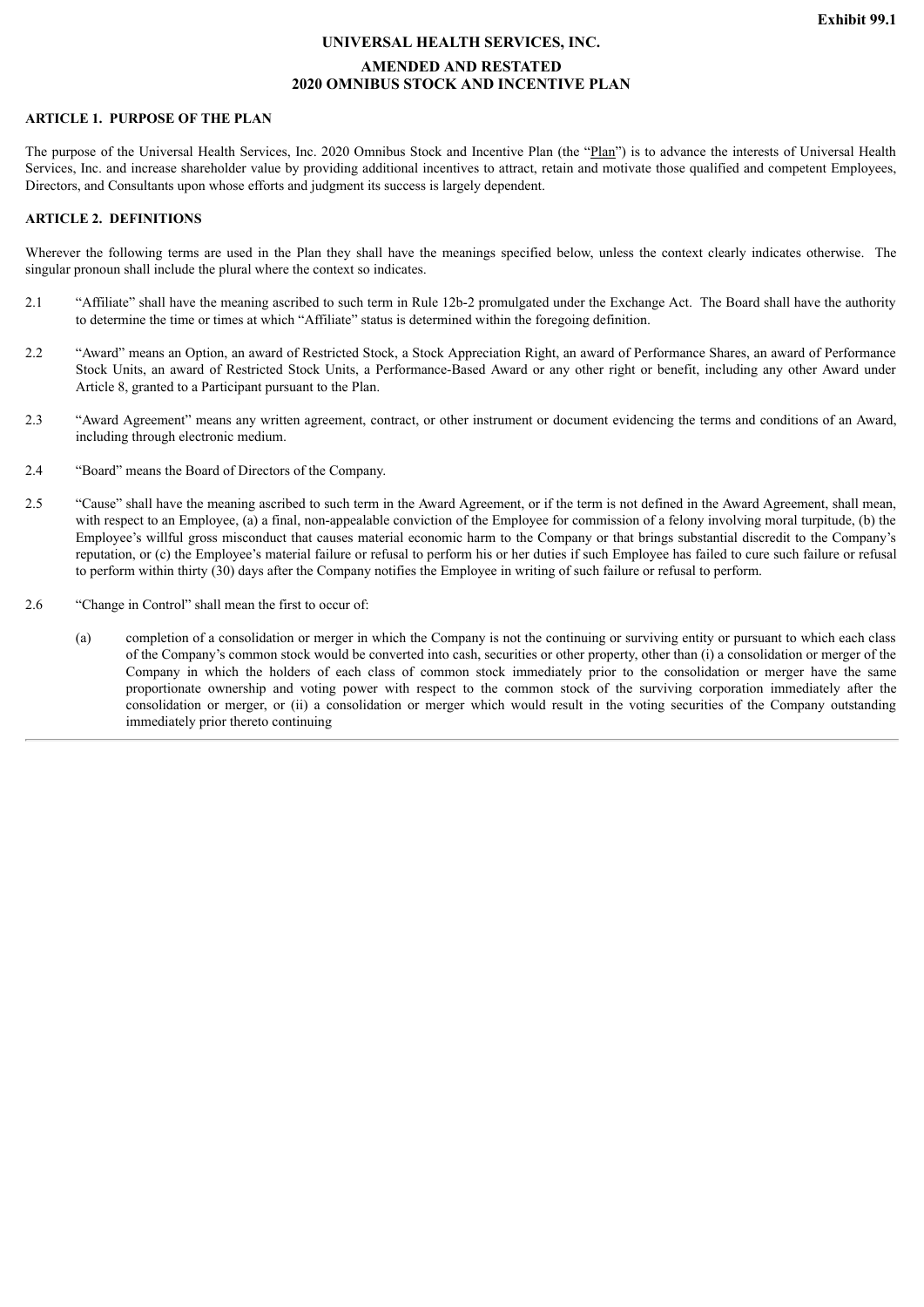**Exhibit 99.1**

**UNIVERSAL HEALTH SERVICES, INC.**

**AMENDED AND RESTATED**
**2020 OMNIBUS STOCK AND INCENTIVE PLAN**

## ARTICLE 1. PURPOSE OF THE PLAN

The purpose of the Universal Health Services, Inc. 2020 Omnibus Stock and Incentive Plan (the "Plan") is to advance the interests of Universal Health Services, Inc. and increase shareholder value by providing additional incentives to attract, retain and motivate those qualified and competent Employees, Directors, and Consultants upon whose efforts and judgment its success is largely dependent.

## ARTICLE 2. DEFINITIONS

Wherever the following terms are used in the Plan they shall have the meanings specified below, unless the context clearly indicates otherwise. The singular pronoun shall include the plural where the context so indicates.

2.1 "Affiliate" shall have the meaning ascribed to such term in Rule 12b-2 promulgated under the Exchange Act. The Board shall have the authority to determine the time or times at which "Affiliate" status is determined within the foregoing definition.

2.2 "Award" means an Option, an award of Restricted Stock, a Stock Appreciation Right, an award of Performance Shares, an award of Performance Stock Units, an award of Restricted Stock Units, a Performance-Based Award or any other right or benefit, including any other Award under Article 8, granted to a Participant pursuant to the Plan.

2.3 "Award Agreement" means any written agreement, contract, or other instrument or document evidencing the terms and conditions of an Award, including through electronic medium.

2.4 "Board" means the Board of Directors of the Company.

2.5 "Cause" shall have the meaning ascribed to such term in the Award Agreement, or if the term is not defined in the Award Agreement, shall mean, with respect to an Employee, (a) a final, non-appealable conviction of the Employee for commission of a felony involving moral turpitude, (b) the Employee's willful gross misconduct that causes material economic harm to the Company or that brings substantial discredit to the Company's reputation, or (c) the Employee's material failure or refusal to perform his or her duties if such Employee has failed to cure such failure or refusal to perform within thirty (30) days after the Company notifies the Employee in writing of such failure or refusal to perform.

2.6 "Change in Control" shall mean the first to occur of:

(a) completion of a consolidation or merger in which the Company is not the continuing or surviving entity or pursuant to which each class of the Company's common stock would be converted into cash, securities or other property, other than (i) a consolidation or merger of the Company in which the holders of each class of common stock immediately prior to the consolidation or merger have the same proportionate ownership and voting power with respect to the common stock of the surviving corporation immediately after the consolidation or merger, or (ii) a consolidation or merger which would result in the voting securities of the Company outstanding immediately prior thereto continuing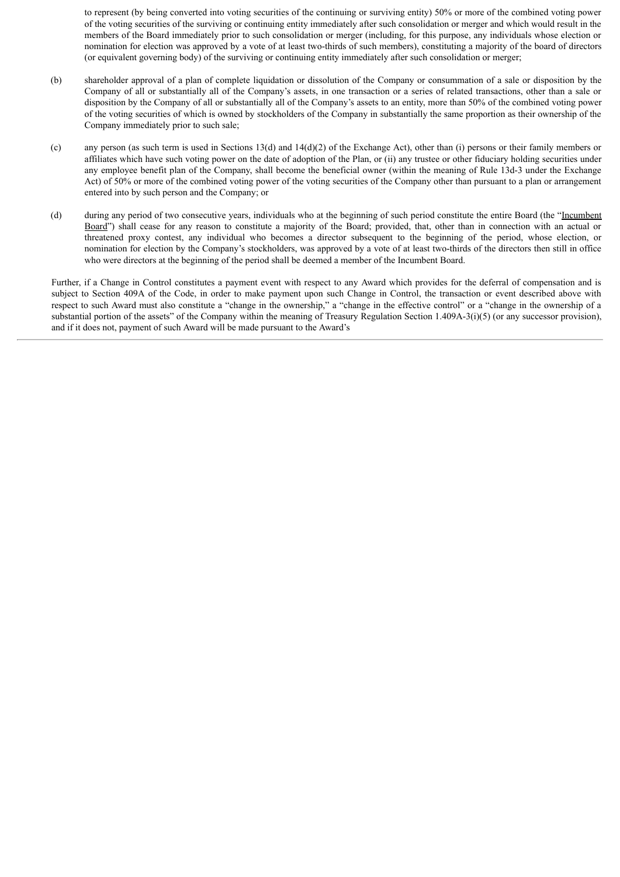to represent (by being converted into voting securities of the continuing or surviving entity) 50% or more of the combined voting power of the voting securities of the surviving or continuing entity immediately after such consolidation or merger and which would result in the members of the Board immediately prior to such consolidation or merger (including, for this purpose, any individuals whose election or nomination for election was approved by a vote of at least two-thirds of such members), constituting a majority of the board of directors (or equivalent governing body) of the surviving or continuing entity immediately after such consolidation or merger;

(b) shareholder approval of a plan of complete liquidation or dissolution of the Company or consummation of a sale or disposition by the Company of all or substantially all of the Company's assets, in one transaction or a series of related transactions, other than a sale or disposition by the Company of all or substantially all of the Company's assets to an entity, more than 50% of the combined voting power of the voting securities of which is owned by stockholders of the Company in substantially the same proportion as their ownership of the Company immediately prior to such sale;

(c) any person (as such term is used in Sections 13(d) and 14(d)(2) of the Exchange Act), other than (i) persons or their family members or affiliates which have such voting power on the date of adoption of the Plan, or (ii) any trustee or other fiduciary holding securities under any employee benefit plan of the Company, shall become the beneficial owner (within the meaning of Rule 13d-3 under the Exchange Act) of 50% or more of the combined voting power of the voting securities of the Company other than pursuant to a plan or arrangement entered into by such person and the Company; or

(d) during any period of two consecutive years, individuals who at the beginning of such period constitute the entire Board (the "Incumbent Board") shall cease for any reason to constitute a majority of the Board; provided, that, other than in connection with an actual or threatened proxy contest, any individual who becomes a director subsequent to the beginning of the period, whose election, or nomination for election by the Company's stockholders, was approved by a vote of at least two-thirds of the directors then still in office who were directors at the beginning of the period shall be deemed a member of the Incumbent Board.

Further, if a Change in Control constitutes a payment event with respect to any Award which provides for the deferral of compensation and is subject to Section 409A of the Code, in order to make payment upon such Change in Control, the transaction or event described above with respect to such Award must also constitute a "change in the ownership," a "change in the effective control" or a "change in the ownership of a substantial portion of the assets" of the Company within the meaning of Treasury Regulation Section 1.409A-3(i)(5) (or any successor provision), and if it does not, payment of such Award will be made pursuant to the Award's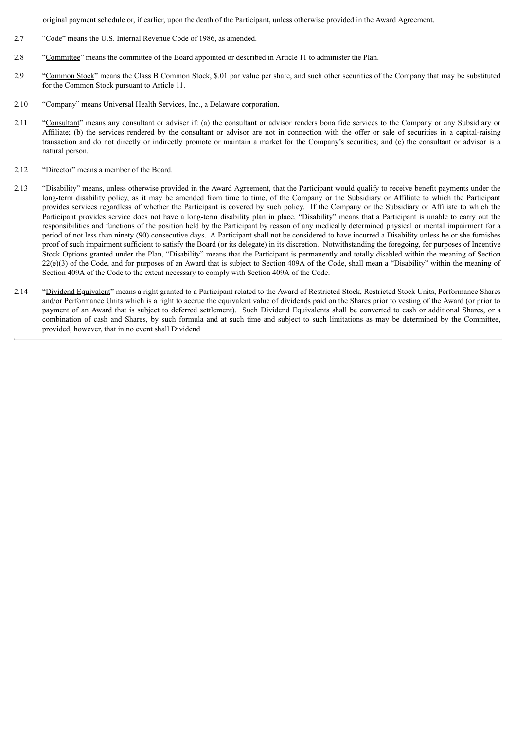original payment schedule or, if earlier, upon the death of the Participant, unless otherwise provided in the Award Agreement.

2.7 "Code" means the U.S. Internal Revenue Code of 1986, as amended.

2.8 "Committee" means the committee of the Board appointed or described in Article 11 to administer the Plan.

2.9 "Common Stock" means the Class B Common Stock, $.01 par value per share, and such other securities of the Company that may be substituted for the Common Stock pursuant to Article 11.

2.10 "Company" means Universal Health Services, Inc., a Delaware corporation.

2.11 "Consultant" means any consultant or adviser if: (a) the consultant or advisor renders bona fide services to the Company or any Subsidiary or Affiliate; (b) the services rendered by the consultant or advisor are not in connection with the offer or sale of securities in a capital-raising transaction and do not directly or indirectly promote or maintain a market for the Company's securities; and (c) the consultant or advisor is a natural person.

2.12 "Director" means a member of the Board.

2.13 "Disability" means, unless otherwise provided in the Award Agreement, that the Participant would qualify to receive benefit payments under the long-term disability policy, as it may be amended from time to time, of the Company or the Subsidiary or Affiliate to which the Participant provides services regardless of whether the Participant is covered by such policy. If the Company or the Subsidiary or Affiliate to which the Participant provides service does not have a long-term disability plan in place, "Disability" means that a Participant is unable to carry out the responsibilities and functions of the position held by the Participant by reason of any medically determined physical or mental impairment for a period of not less than ninety (90) consecutive days. A Participant shall not be considered to have incurred a Disability unless he or she furnishes proof of such impairment sufficient to satisfy the Board (or its delegate) in its discretion. Notwithstanding the foregoing, for purposes of Incentive Stock Options granted under the Plan, "Disability" means that the Participant is permanently and totally disabled within the meaning of Section 22(e)(3) of the Code, and for purposes of an Award that is subject to Section 409A of the Code, shall mean a "Disability" within the meaning of Section 409A of the Code to the extent necessary to comply with Section 409A of the Code.

2.14 "Dividend Equivalent" means a right granted to a Participant related to the Award of Restricted Stock, Restricted Stock Units, Performance Shares and/or Performance Units which is a right to accrue the equivalent value of dividends paid on the Shares prior to vesting of the Award (or prior to payment of an Award that is subject to deferred settlement). Such Dividend Equivalents shall be converted to cash or additional Shares, or a combination of cash and Shares, by such formula and at such time and subject to such limitations as may be determined by the Committee, provided, however, that in no event shall Dividend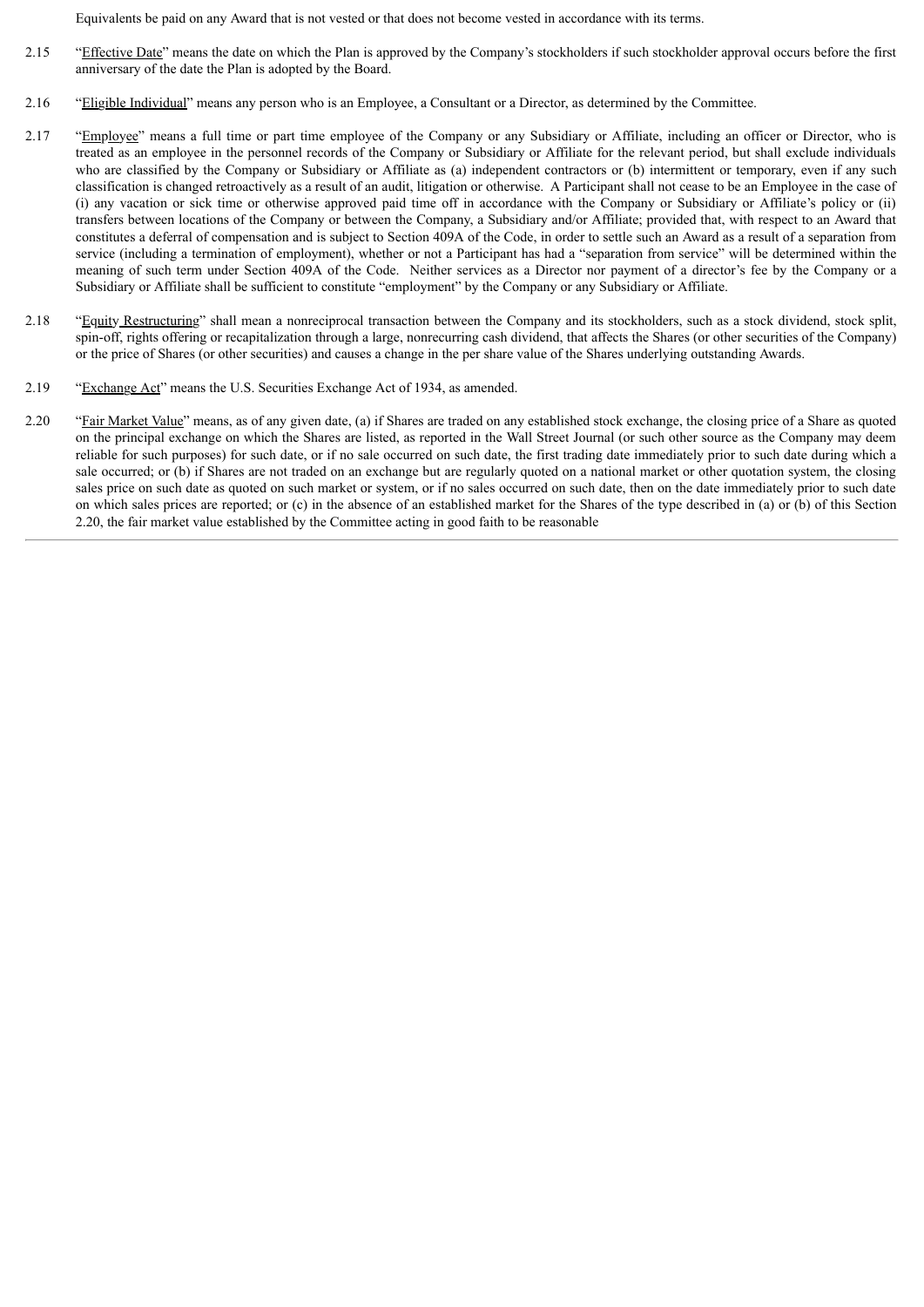Equivalents be paid on any Award that is not vested or that does not become vested in accordance with its terms.

2.15 "Effective Date" means the date on which the Plan is approved by the Company's stockholders if such stockholder approval occurs before the first anniversary of the date the Plan is adopted by the Board.

2.16 "Eligible Individual" means any person who is an Employee, a Consultant or a Director, as determined by the Committee.

2.17 "Employee" means a full time or part time employee of the Company or any Subsidiary or Affiliate, including an officer or Director, who is treated as an employee in the personnel records of the Company or Subsidiary or Affiliate for the relevant period, but shall exclude individuals who are classified by the Company or Subsidiary or Affiliate as (a) independent contractors or (b) intermittent or temporary, even if any such classification is changed retroactively as a result of an audit, litigation or otherwise. A Participant shall not cease to be an Employee in the case of (i) any vacation or sick time or otherwise approved paid time off in accordance with the Company or Subsidiary or Affiliate's policy or (ii) transfers between locations of the Company or between the Company, a Subsidiary and/or Affiliate; provided that, with respect to an Award that constitutes a deferral of compensation and is subject to Section 409A of the Code, in order to settle such an Award as a result of a separation from service (including a termination of employment), whether or not a Participant has had a "separation from service" will be determined within the meaning of such term under Section 409A of the Code. Neither services as a Director nor payment of a director's fee by the Company or a Subsidiary or Affiliate shall be sufficient to constitute "employment" by the Company or any Subsidiary or Affiliate.

2.18 "Equity Restructuring" shall mean a nonreciprocal transaction between the Company and its stockholders, such as a stock dividend, stock split, spin-off, rights offering or recapitalization through a large, nonrecurring cash dividend, that affects the Shares (or other securities of the Company) or the price of Shares (or other securities) and causes a change in the per share value of the Shares underlying outstanding Awards.

2.19 "Exchange Act" means the U.S. Securities Exchange Act of 1934, as amended.

2.20 "Fair Market Value" means, as of any given date, (a) if Shares are traded on any established stock exchange, the closing price of a Share as quoted on the principal exchange on which the Shares are listed, as reported in the Wall Street Journal (or such other source as the Company may deem reliable for such purposes) for such date, or if no sale occurred on such date, the first trading date immediately prior to such date during which a sale occurred; or (b) if Shares are not traded on an exchange but are regularly quoted on a national market or other quotation system, the closing sales price on such date as quoted on such market or system, or if no sales occurred on such date, then on the date immediately prior to such date on which sales prices are reported; or (c) in the absence of an established market for the Shares of the type described in (a) or (b) of this Section 2.20, the fair market value established by the Committee acting in good faith to be reasonable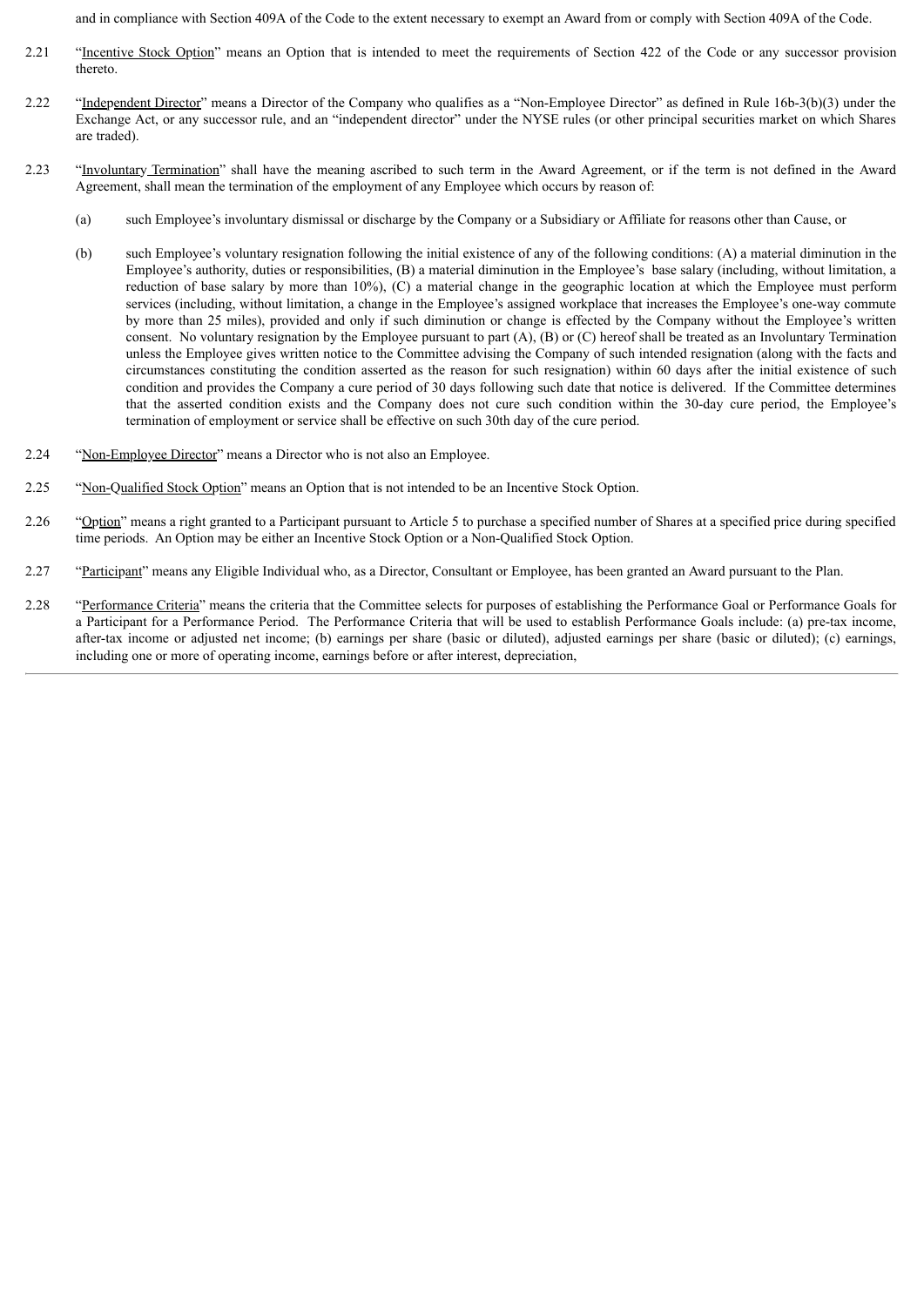and in compliance with Section 409A of the Code to the extent necessary to exempt an Award from or comply with Section 409A of the Code.

2.21 "Incentive Stock Option" means an Option that is intended to meet the requirements of Section 422 of the Code or any successor provision thereto.

2.22 "Independent Director" means a Director of the Company who qualifies as a "Non-Employee Director" as defined in Rule 16b-3(b)(3) under the Exchange Act, or any successor rule, and an "independent director" under the NYSE rules (or other principal securities market on which Shares are traded).

2.23 "Involuntary Termination" shall have the meaning ascribed to such term in the Award Agreement, or if the term is not defined in the Award Agreement, shall mean the termination of the employment of any Employee which occurs by reason of:

(a) such Employee's involuntary dismissal or discharge by the Company or a Subsidiary or Affiliate for reasons other than Cause, or

(b) such Employee's voluntary resignation following the initial existence of any of the following conditions: (A) a material diminution in the Employee's authority, duties or responsibilities, (B) a material diminution in the Employee's base salary (including, without limitation, a reduction of base salary by more than 10%), (C) a material change in the geographic location at which the Employee must perform services (including, without limitation, a change in the Employee's assigned workplace that increases the Employee's one-way commute by more than 25 miles), provided and only if such diminution or change is effected by the Company without the Employee's written consent. No voluntary resignation by the Employee pursuant to part (A), (B) or (C) hereof shall be treated as an Involuntary Termination unless the Employee gives written notice to the Committee advising the Company of such intended resignation (along with the facts and circumstances constituting the condition asserted as the reason for such resignation) within 60 days after the initial existence of such condition and provides the Company a cure period of 30 days following such date that notice is delivered. If the Committee determines that the asserted condition exists and the Company does not cure such condition within the 30-day cure period, the Employee's termination of employment or service shall be effective on such 30th day of the cure period.

2.24 "Non-Employee Director" means a Director who is not also an Employee.

2.25 "Non-Qualified Stock Option" means an Option that is not intended to be an Incentive Stock Option.

2.26 "Option" means a right granted to a Participant pursuant to Article 5 to purchase a specified number of Shares at a specified price during specified time periods. An Option may be either an Incentive Stock Option or a Non-Qualified Stock Option.

2.27 "Participant" means any Eligible Individual who, as a Director, Consultant or Employee, has been granted an Award pursuant to the Plan.

2.28 "Performance Criteria" means the criteria that the Committee selects for purposes of establishing the Performance Goal or Performance Goals for a Participant for a Performance Period. The Performance Criteria that will be used to establish Performance Goals include: (a) pre-tax income, after-tax income or adjusted net income; (b) earnings per share (basic or diluted), adjusted earnings per share (basic or diluted); (c) earnings, including one or more of operating income, earnings before or after interest, depreciation,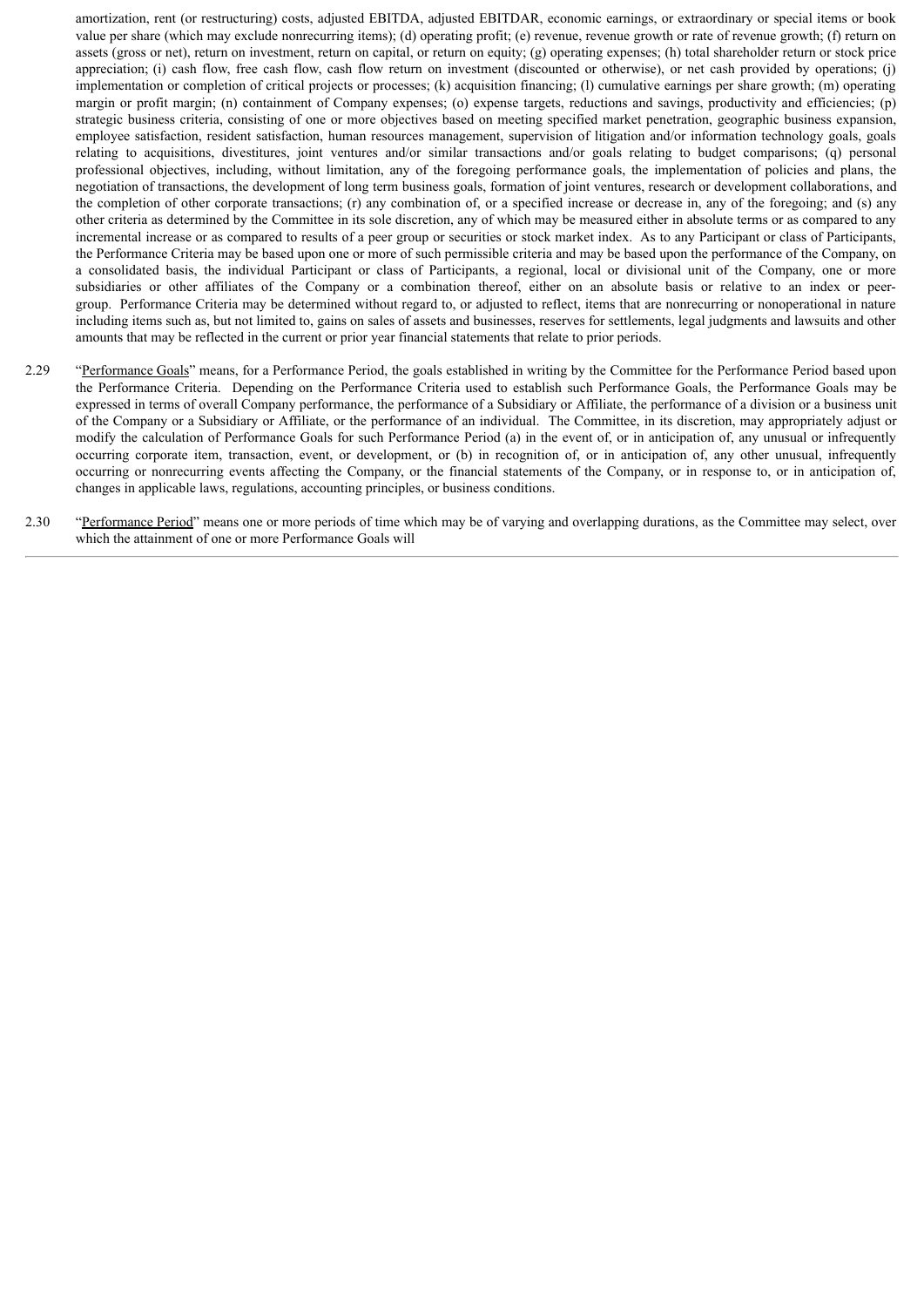amortization, rent (or restructuring) costs, adjusted EBITDA, adjusted EBITDAR, economic earnings, or extraordinary or special items or book value per share (which may exclude nonrecurring items); (d) operating profit; (e) revenue, revenue growth or rate of revenue growth; (f) return on assets (gross or net), return on investment, return on capital, or return on equity; (g) operating expenses; (h) total shareholder return or stock price appreciation; (i) cash flow, free cash flow, cash flow return on investment (discounted or otherwise), or net cash provided by operations; (j) implementation or completion of critical projects or processes; (k) acquisition financing; (l) cumulative earnings per share growth; (m) operating margin or profit margin; (n) containment of Company expenses; (o) expense targets, reductions and savings, productivity and efficiencies; (p) strategic business criteria, consisting of one or more objectives based on meeting specified market penetration, geographic business expansion, employee satisfaction, resident satisfaction, human resources management, supervision of litigation and/or information technology goals, goals relating to acquisitions, divestitures, joint ventures and/or similar transactions and/or goals relating to budget comparisons; (q) personal professional objectives, including, without limitation, any of the foregoing performance goals, the implementation of policies and plans, the negotiation of transactions, the development of long term business goals, formation of joint ventures, research or development collaborations, and the completion of other corporate transactions; (r) any combination of, or a specified increase or decrease in, any of the foregoing; and (s) any other criteria as determined by the Committee in its sole discretion, any of which may be measured either in absolute terms or as compared to any incremental increase or as compared to results of a peer group or securities or stock market index. As to any Participant or class of Participants, the Performance Criteria may be based upon one or more of such permissible criteria and may be based upon the performance of the Company, on a consolidated basis, the individual Participant or class of Participants, a regional, local or divisional unit of the Company, one or more subsidiaries or other affiliates of the Company or a combination thereof, either on an absolute basis or relative to an index or peer-group. Performance Criteria may be determined without regard to, or adjusted to reflect, items that are nonrecurring or nonoperational in nature including items such as, but not limited to, gains on sales of assets and businesses, reserves for settlements, legal judgments and lawsuits and other amounts that may be reflected in the current or prior year financial statements that relate to prior periods.

2.29 "Performance Goals" means, for a Performance Period, the goals established in writing by the Committee for the Performance Period based upon the Performance Criteria. Depending on the Performance Criteria used to establish such Performance Goals, the Performance Goals may be expressed in terms of overall Company performance, the performance of a Subsidiary or Affiliate, the performance of a division or a business unit of the Company or a Subsidiary or Affiliate, or the performance of an individual. The Committee, in its discretion, may appropriately adjust or modify the calculation of Performance Goals for such Performance Period (a) in the event of, or in anticipation of, any unusual or infrequently occurring corporate item, transaction, event, or development, or (b) in recognition of, or in anticipation of, any other unusual, infrequently occurring or nonrecurring events affecting the Company, or the financial statements of the Company, or in response to, or in anticipation of, changes in applicable laws, regulations, accounting principles, or business conditions.

2.30 "Performance Period" means one or more periods of time which may be of varying and overlapping durations, as the Committee may select, over which the attainment of one or more Performance Goals will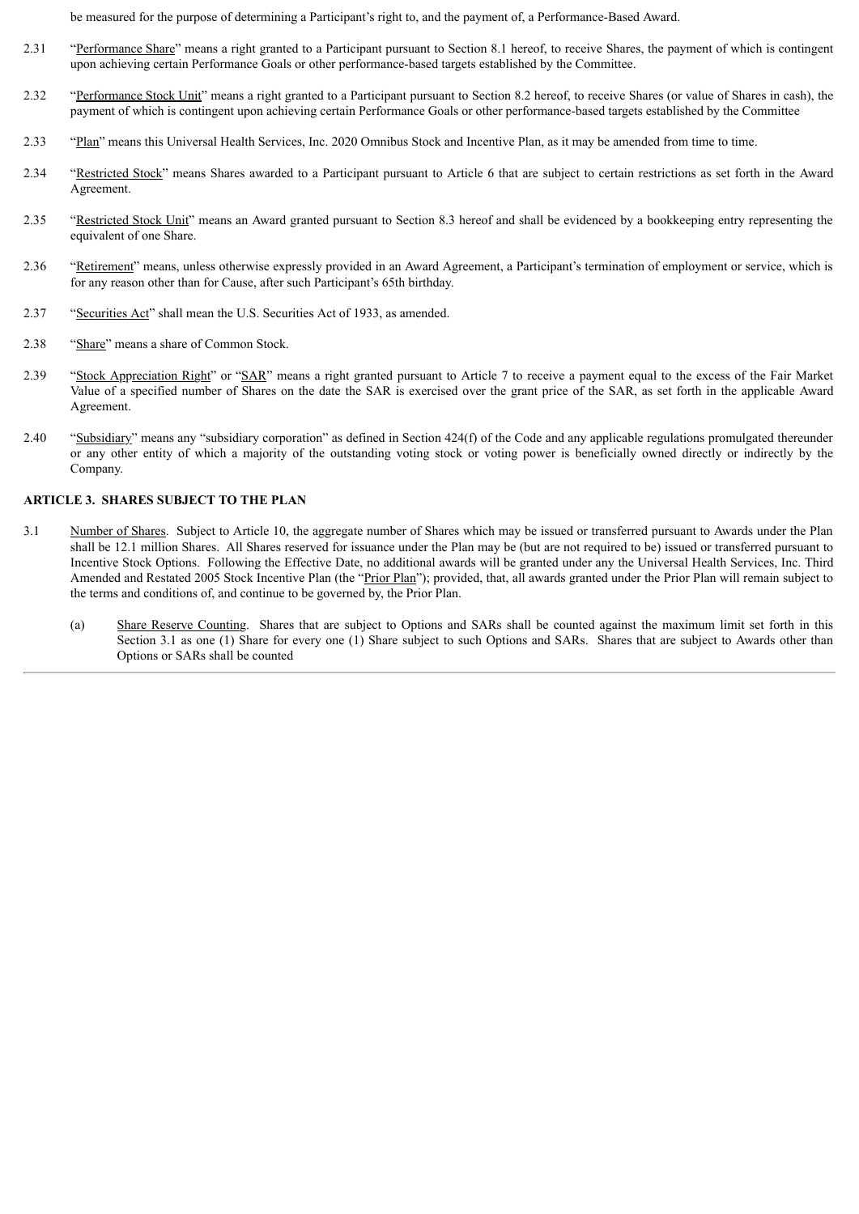be measured for the purpose of determining a Participant's right to, and the payment of, a Performance-Based Award.

2.31 "Performance Share" means a right granted to a Participant pursuant to Section 8.1 hereof, to receive Shares, the payment of which is contingent upon achieving certain Performance Goals or other performance-based targets established by the Committee.

2.32 "Performance Stock Unit" means a right granted to a Participant pursuant to Section 8.2 hereof, to receive Shares (or value of Shares in cash), the payment of which is contingent upon achieving certain Performance Goals or other performance-based targets established by the Committee

2.33 "Plan" means this Universal Health Services, Inc. 2020 Omnibus Stock and Incentive Plan, as it may be amended from time to time.

2.34 "Restricted Stock" means Shares awarded to a Participant pursuant to Article 6 that are subject to certain restrictions as set forth in the Award Agreement.

2.35 "Restricted Stock Unit" means an Award granted pursuant to Section 8.3 hereof and shall be evidenced by a bookkeeping entry representing the equivalent of one Share.

2.36 "Retirement" means, unless otherwise expressly provided in an Award Agreement, a Participant's termination of employment or service, which is for any reason other than for Cause, after such Participant's 65th birthday.

2.37 "Securities Act" shall mean the U.S. Securities Act of 1933, as amended.

2.38 "Share" means a share of Common Stock.

2.39 "Stock Appreciation Right" or "SAR" means a right granted pursuant to Article 7 to receive a payment equal to the excess of the Fair Market Value of a specified number of Shares on the date the SAR is exercised over the grant price of the SAR, as set forth in the applicable Award Agreement.

2.40 "Subsidiary" means any "subsidiary corporation" as defined in Section 424(f) of the Code and any applicable regulations promulgated thereunder or any other entity of which a majority of the outstanding voting stock or voting power is beneficially owned directly or indirectly by the Company.

## ARTICLE 3. SHARES SUBJECT TO THE PLAN

3.1 Number of Shares. Subject to Article 10, the aggregate number of Shares which may be issued or transferred pursuant to Awards under the Plan shall be 12.1 million Shares. All Shares reserved for issuance under the Plan may be (but are not required to be) issued or transferred pursuant to Incentive Stock Options. Following the Effective Date, no additional awards will be granted under any the Universal Health Services, Inc. Third Amended and Restated 2005 Stock Incentive Plan (the "Prior Plan"); provided, that, all awards granted under the Prior Plan will remain subject to the terms and conditions of, and continue to be governed by, the Prior Plan.

(a) Share Reserve Counting. Shares that are subject to Options and SARs shall be counted against the maximum limit set forth in this Section 3.1 as one (1) Share for every one (1) Share subject to such Options and SARs. Shares that are subject to Awards other than Options or SARs shall be counted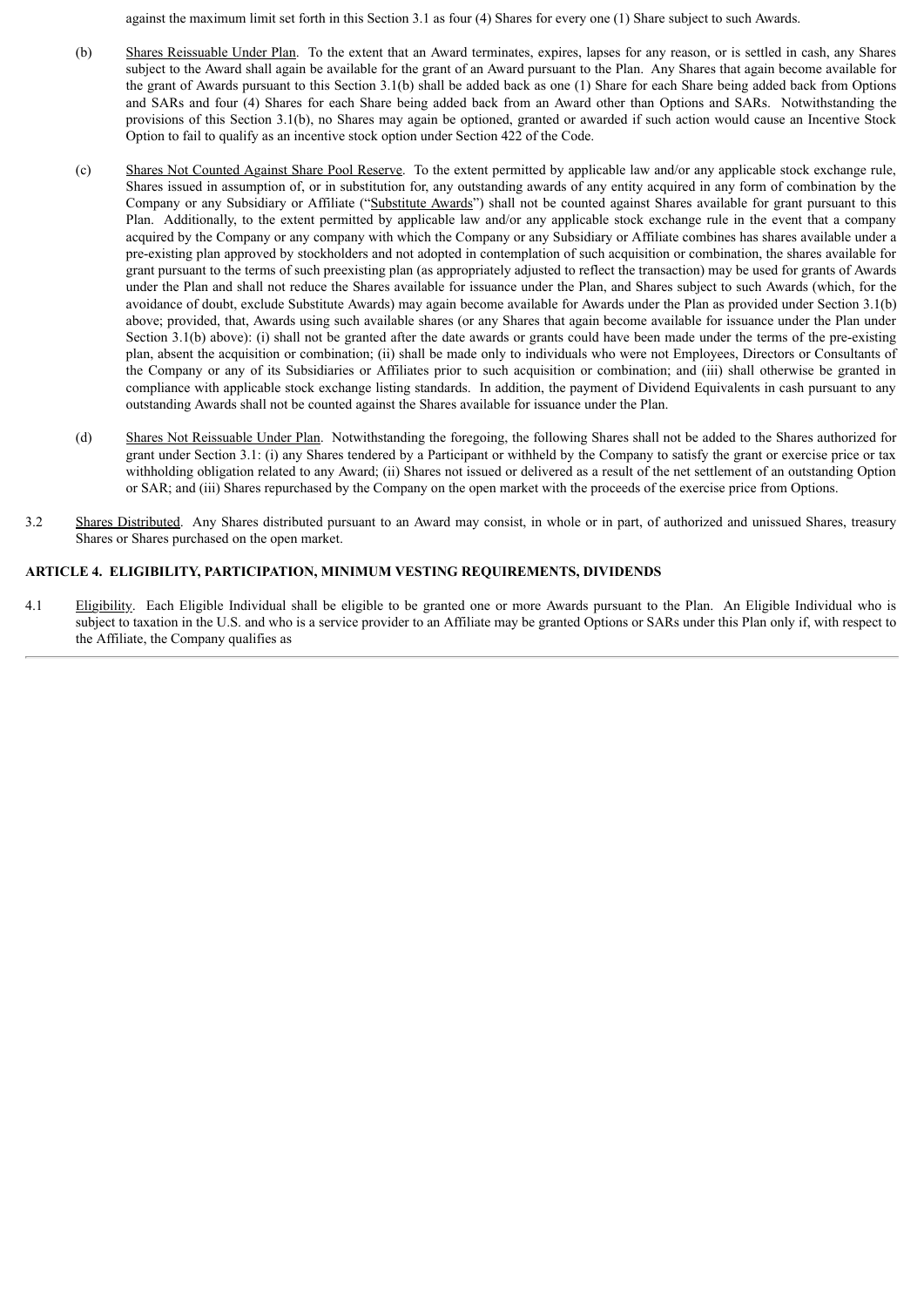against the maximum limit set forth in this Section 3.1 as four (4) Shares for every one (1) Share subject to such Awards.

(b) Shares Reissuable Under Plan. To the extent that an Award terminates, expires, lapses for any reason, or is settled in cash, any Shares subject to the Award shall again be available for the grant of an Award pursuant to the Plan. Any Shares that again become available for the grant of Awards pursuant to this Section 3.1(b) shall be added back as one (1) Share for each Share being added back from Options and SARs and four (4) Shares for each Share being added back from an Award other than Options and SARs. Notwithstanding the provisions of this Section 3.1(b), no Shares may again be optioned, granted or awarded if such action would cause an Incentive Stock Option to fail to qualify as an incentive stock option under Section 422 of the Code.

(c) Shares Not Counted Against Share Pool Reserve. To the extent permitted by applicable law and/or any applicable stock exchange rule, Shares issued in assumption of, or in substitution for, any outstanding awards of any entity acquired in any form of combination by the Company or any Subsidiary or Affiliate ("Substitute Awards") shall not be counted against Shares available for grant pursuant to this Plan. Additionally, to the extent permitted by applicable law and/or any applicable stock exchange rule in the event that a company acquired by the Company or any company with which the Company or any Subsidiary or Affiliate combines has shares available under a pre-existing plan approved by stockholders and not adopted in contemplation of such acquisition or combination, the shares available for grant pursuant to the terms of such preexisting plan (as appropriately adjusted to reflect the transaction) may be used for grants of Awards under the Plan and shall not reduce the Shares available for issuance under the Plan, and Shares subject to such Awards (which, for the avoidance of doubt, exclude Substitute Awards) may again become available for Awards under the Plan as provided under Section 3.1(b) above; provided, that, Awards using such available shares (or any Shares that again become available for issuance under the Plan under Section 3.1(b) above): (i) shall not be granted after the date awards or grants could have been made under the terms of the pre-existing plan, absent the acquisition or combination; (ii) shall be made only to individuals who were not Employees, Directors or Consultants of the Company or any of its Subsidiaries or Affiliates prior to such acquisition or combination; and (iii) shall otherwise be granted in compliance with applicable stock exchange listing standards. In addition, the payment of Dividend Equivalents in cash pursuant to any outstanding Awards shall not be counted against the Shares available for issuance under the Plan.

(d) Shares Not Reissuable Under Plan. Notwithstanding the foregoing, the following Shares shall not be added to the Shares authorized for grant under Section 3.1: (i) any Shares tendered by a Participant or withheld by the Company to satisfy the grant or exercise price or tax withholding obligation related to any Award; (ii) Shares not issued or delivered as a result of the net settlement of an outstanding Option or SAR; and (iii) Shares repurchased by the Company on the open market with the proceeds of the exercise price from Options.

3.2 Shares Distributed. Any Shares distributed pursuant to an Award may consist, in whole or in part, of authorized and unissued Shares, treasury Shares or Shares purchased on the open market.

**ARTICLE 4. ELIGIBILITY, PARTICIPATION, MINIMUM VESTING REQUIREMENTS, DIVIDENDS**

4.1 Eligibility. Each Eligible Individual shall be eligible to be granted one or more Awards pursuant to the Plan. An Eligible Individual who is subject to taxation in the U.S. and who is a service provider to an Affiliate may be granted Options or SARs under this Plan only if, with respect to the Affiliate, the Company qualifies as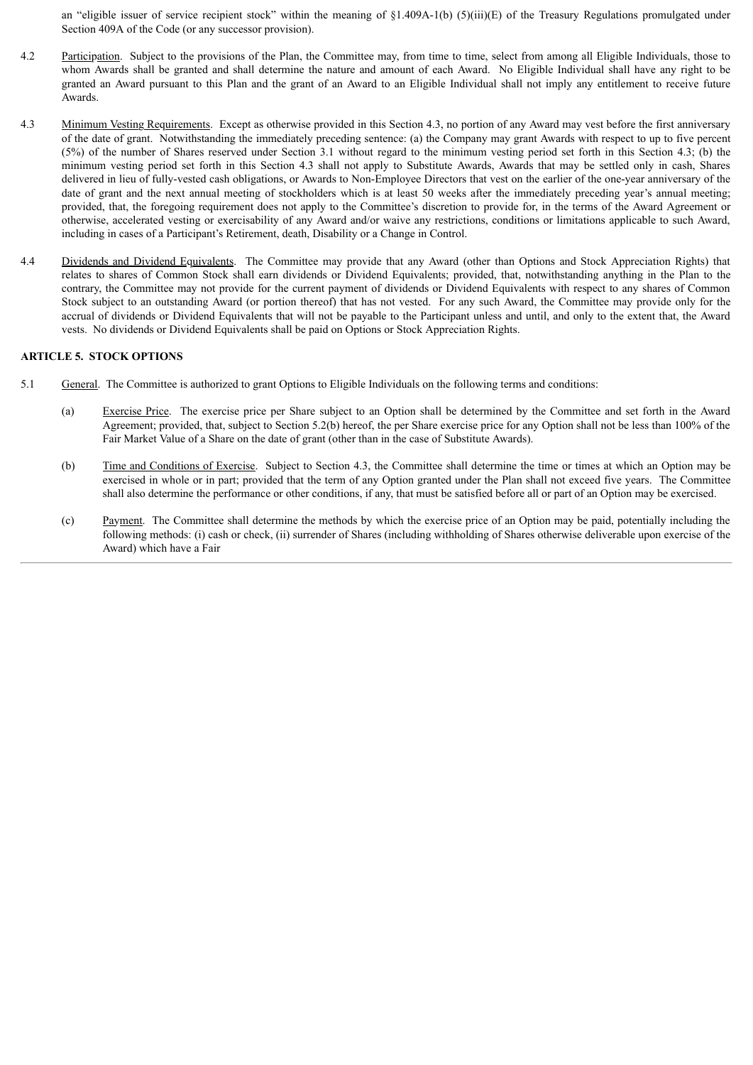an "eligible issuer of service recipient stock" within the meaning of §1.409A-1(b) (5)(iii)(E) of the Treasury Regulations promulgated under Section 409A of the Code (or any successor provision).

4.2 Participation. Subject to the provisions of the Plan, the Committee may, from time to time, select from among all Eligible Individuals, those to whom Awards shall be granted and shall determine the nature and amount of each Award. No Eligible Individual shall have any right to be granted an Award pursuant to this Plan and the grant of an Award to an Eligible Individual shall not imply any entitlement to receive future Awards.

4.3 Minimum Vesting Requirements. Except as otherwise provided in this Section 4.3, no portion of any Award may vest before the first anniversary of the date of grant. Notwithstanding the immediately preceding sentence: (a) the Company may grant Awards with respect to up to five percent (5%) of the number of Shares reserved under Section 3.1 without regard to the minimum vesting period set forth in this Section 4.3; (b) the minimum vesting period set forth in this Section 4.3 shall not apply to Substitute Awards, Awards that may be settled only in cash, Shares delivered in lieu of fully-vested cash obligations, or Awards to Non-Employee Directors that vest on the earlier of the one-year anniversary of the date of grant and the next annual meeting of stockholders which is at least 50 weeks after the immediately preceding year's annual meeting; provided, that, the foregoing requirement does not apply to the Committee's discretion to provide for, in the terms of the Award Agreement or otherwise, accelerated vesting or exercisability of any Award and/or waive any restrictions, conditions or limitations applicable to such Award, including in cases of a Participant's Retirement, death, Disability or a Change in Control.

4.4 Dividends and Dividend Equivalents. The Committee may provide that any Award (other than Options and Stock Appreciation Rights) that relates to shares of Common Stock shall earn dividends or Dividend Equivalents; provided, that, notwithstanding anything in the Plan to the contrary, the Committee may not provide for the current payment of dividends or Dividend Equivalents with respect to any shares of Common Stock subject to an outstanding Award (or portion thereof) that has not vested. For any such Award, the Committee may provide only for the accrual of dividends or Dividend Equivalents that will not be payable to the Participant unless and until, and only to the extent that, the Award vests. No dividends or Dividend Equivalents shall be paid on Options or Stock Appreciation Rights.

## ARTICLE 5. STOCK OPTIONS

5.1 General. The Committee is authorized to grant Options to Eligible Individuals on the following terms and conditions:

(a) Exercise Price. The exercise price per Share subject to an Option shall be determined by the Committee and set forth in the Award Agreement; provided, that, subject to Section 5.2(b) hereof, the per Share exercise price for any Option shall not be less than 100% of the Fair Market Value of a Share on the date of grant (other than in the case of Substitute Awards).

(b) Time and Conditions of Exercise. Subject to Section 4.3, the Committee shall determine the time or times at which an Option may be exercised in whole or in part; provided that the term of any Option granted under the Plan shall not exceed five years. The Committee shall also determine the performance or other conditions, if any, that must be satisfied before all or part of an Option may be exercised.

(c) Payment. The Committee shall determine the methods by which the exercise price of an Option may be paid, potentially including the following methods: (i) cash or check, (ii) surrender of Shares (including withholding of Shares otherwise deliverable upon exercise of the Award) which have a Fair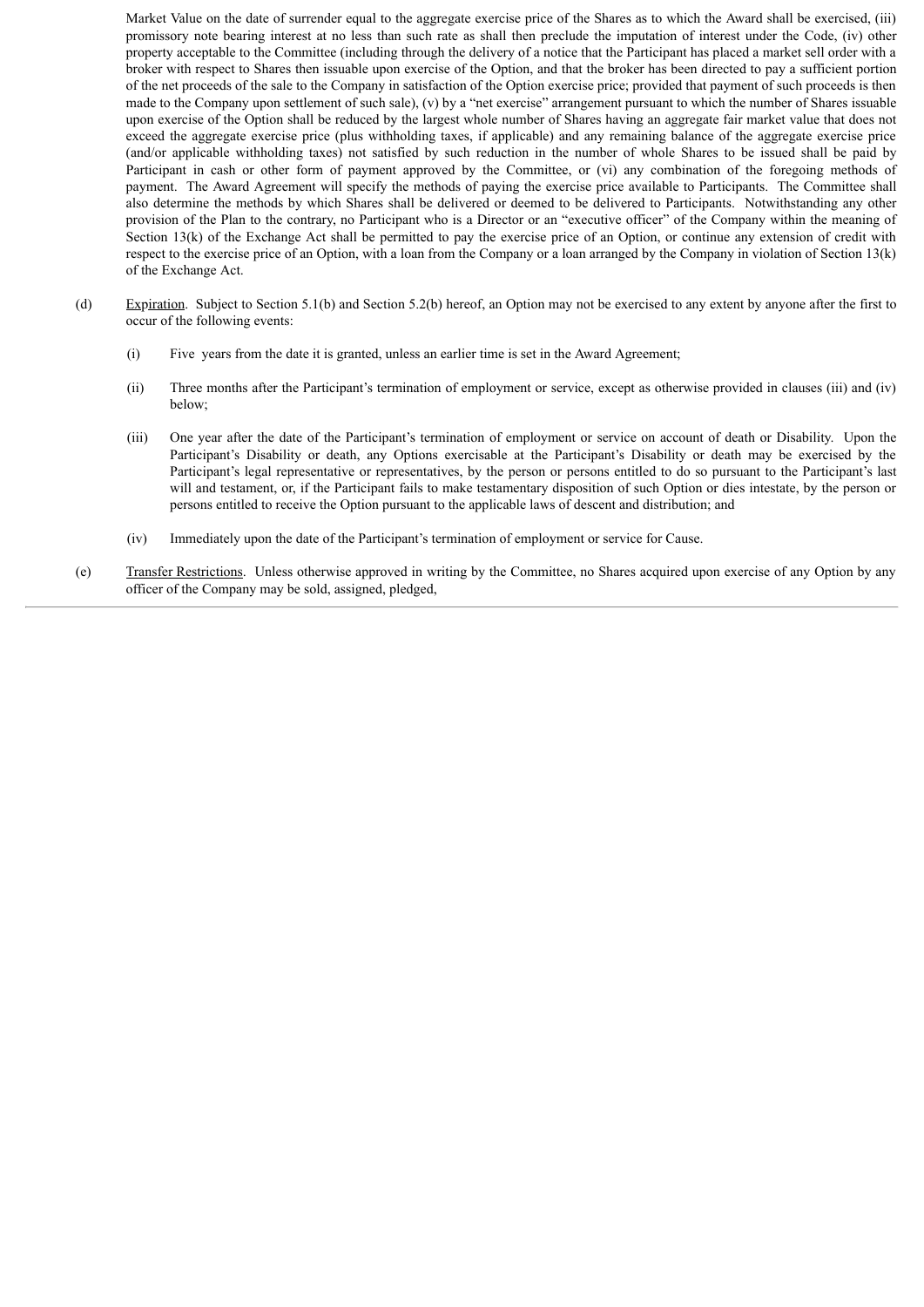Market Value on the date of surrender equal to the aggregate exercise price of the Shares as to which the Award shall be exercised, (iii) promissory note bearing interest at no less than such rate as shall then preclude the imputation of interest under the Code, (iv) other property acceptable to the Committee (including through the delivery of a notice that the Participant has placed a market sell order with a broker with respect to Shares then issuable upon exercise of the Option, and that the broker has been directed to pay a sufficient portion of the net proceeds of the sale to the Company in satisfaction of the Option exercise price; provided that payment of such proceeds is then made to the Company upon settlement of such sale), (v) by a "net exercise" arrangement pursuant to which the number of Shares issuable upon exercise of the Option shall be reduced by the largest whole number of Shares having an aggregate fair market value that does not exceed the aggregate exercise price (plus withholding taxes, if applicable) and any remaining balance of the aggregate exercise price (and/or applicable withholding taxes) not satisfied by such reduction in the number of whole Shares to be issued shall be paid by Participant in cash or other form of payment approved by the Committee, or (vi) any combination of the foregoing methods of payment. The Award Agreement will specify the methods of paying the exercise price available to Participants. The Committee shall also determine the methods by which Shares shall be delivered or deemed to be delivered to Participants. Notwithstanding any other provision of the Plan to the contrary, no Participant who is a Director or an "executive officer" of the Company within the meaning of Section 13(k) of the Exchange Act shall be permitted to pay the exercise price of an Option, or continue any extension of credit with respect to the exercise price of an Option, with a loan from the Company or a loan arranged by the Company in violation of Section 13(k) of the Exchange Act.

(d) Expiration. Subject to Section 5.1(b) and Section 5.2(b) hereof, an Option may not be exercised to any extent by anyone after the first to occur of the following events:

(i) Five years from the date it is granted, unless an earlier time is set in the Award Agreement;

(ii) Three months after the Participant's termination of employment or service, except as otherwise provided in clauses (iii) and (iv) below;

(iii) One year after the date of the Participant's termination of employment or service on account of death or Disability. Upon the Participant's Disability or death, any Options exercisable at the Participant's Disability or death may be exercised by the Participant's legal representative or representatives, by the person or persons entitled to do so pursuant to the Participant's last will and testament, or, if the Participant fails to make testamentary disposition of such Option or dies intestate, by the person or persons entitled to receive the Option pursuant to the applicable laws of descent and distribution; and

(iv) Immediately upon the date of the Participant's termination of employment or service for Cause.

(e) Transfer Restrictions. Unless otherwise approved in writing by the Committee, no Shares acquired upon exercise of any Option by any officer of the Company may be sold, assigned, pledged,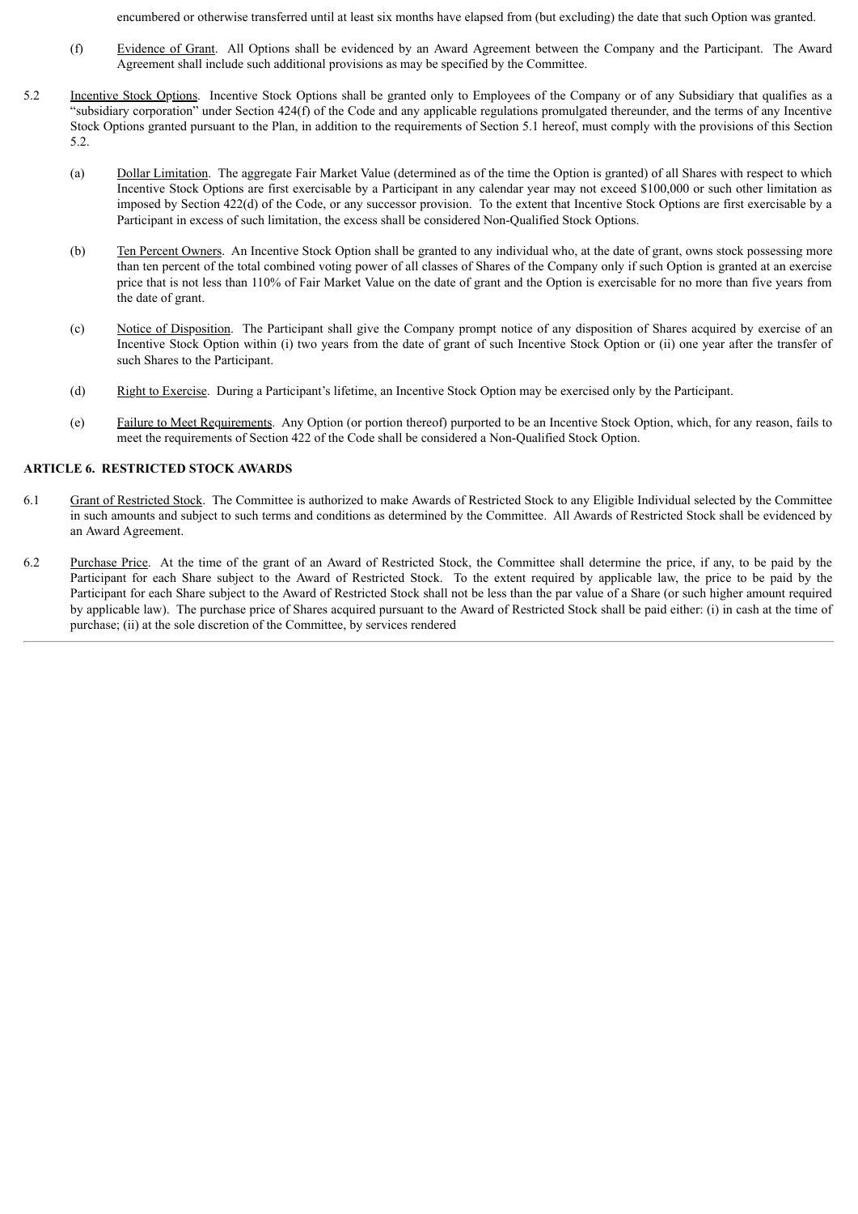encumbered or otherwise transferred until at least six months have elapsed from (but excluding) the date that such Option was granted.

(f) Evidence of Grant. All Options shall be evidenced by an Award Agreement between the Company and the Participant. The Award Agreement shall include such additional provisions as may be specified by the Committee.

5.2 Incentive Stock Options. Incentive Stock Options shall be granted only to Employees of the Company or of any Subsidiary that qualifies as a "subsidiary corporation" under Section 424(f) of the Code and any applicable regulations promulgated thereunder, and the terms of any Incentive Stock Options granted pursuant to the Plan, in addition to the requirements of Section 5.1 hereof, must comply with the provisions of this Section 5.2.

(a) Dollar Limitation. The aggregate Fair Market Value (determined as of the time the Option is granted) of all Shares with respect to which Incentive Stock Options are first exercisable by a Participant in any calendar year may not exceed $100,000 or such other limitation as imposed by Section 422(d) of the Code, or any successor provision. To the extent that Incentive Stock Options are first exercisable by a Participant in excess of such limitation, the excess shall be considered Non-Qualified Stock Options.

(b) Ten Percent Owners. An Incentive Stock Option shall be granted to any individual who, at the date of grant, owns stock possessing more than ten percent of the total combined voting power of all classes of Shares of the Company only if such Option is granted at an exercise price that is not less than 110% of Fair Market Value on the date of grant and the Option is exercisable for no more than five years from the date of grant.

(c) Notice of Disposition. The Participant shall give the Company prompt notice of any disposition of Shares acquired by exercise of an Incentive Stock Option within (i) two years from the date of grant of such Incentive Stock Option or (ii) one year after the transfer of such Shares to the Participant.

(d) Right to Exercise. During a Participant's lifetime, an Incentive Stock Option may be exercised only by the Participant.

(e) Failure to Meet Requirements. Any Option (or portion thereof) purported to be an Incentive Stock Option, which, for any reason, fails to meet the requirements of Section 422 of the Code shall be considered a Non-Qualified Stock Option.

## ARTICLE 6. RESTRICTED STOCK AWARDS

6.1 Grant of Restricted Stock. The Committee is authorized to make Awards of Restricted Stock to any Eligible Individual selected by the Committee in such amounts and subject to such terms and conditions as determined by the Committee. All Awards of Restricted Stock shall be evidenced by an Award Agreement.

6.2 Purchase Price. At the time of the grant of an Award of Restricted Stock, the Committee shall determine the price, if any, to be paid by the Participant for each Share subject to the Award of Restricted Stock. To the extent required by applicable law, the price to be paid by the Participant for each Share subject to the Award of Restricted Stock shall not be less than the par value of a Share (or such higher amount required by applicable law). The purchase price of Shares acquired pursuant to the Award of Restricted Stock shall be paid either: (i) in cash at the time of purchase; (ii) at the sole discretion of the Committee, by services rendered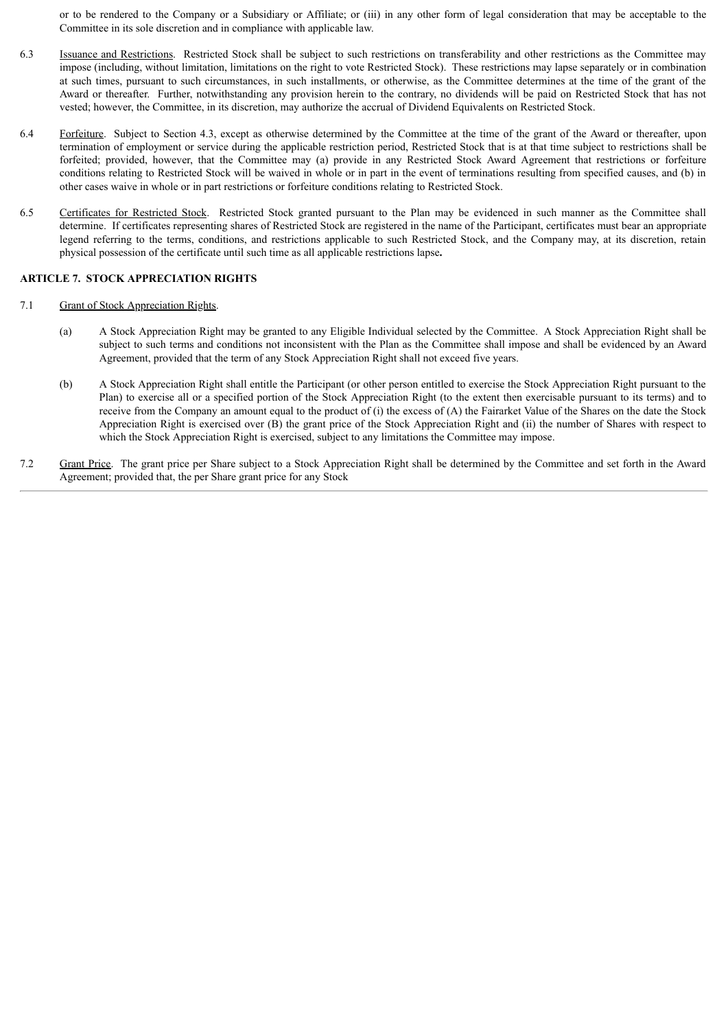or to be rendered to the Company or a Subsidiary or Affiliate; or (iii) in any other form of legal consideration that may be acceptable to the Committee in its sole discretion and in compliance with applicable law.

6.3 Issuance and Restrictions. Restricted Stock shall be subject to such restrictions on transferability and other restrictions as the Committee may impose (including, without limitation, limitations on the right to vote Restricted Stock). These restrictions may lapse separately or in combination at such times, pursuant to such circumstances, in such installments, or otherwise, as the Committee determines at the time of the grant of the Award or thereafter. Further, notwithstanding any provision herein to the contrary, no dividends will be paid on Restricted Stock that has not vested; however, the Committee, in its discretion, may authorize the accrual of Dividend Equivalents on Restricted Stock.

6.4 Forfeiture. Subject to Section 4.3, except as otherwise determined by the Committee at the time of the grant of the Award or thereafter, upon termination of employment or service during the applicable restriction period, Restricted Stock that is at that time subject to restrictions shall be forfeited; provided, however, that the Committee may (a) provide in any Restricted Stock Award Agreement that restrictions or forfeiture conditions relating to Restricted Stock will be waived in whole or in part in the event of terminations resulting from specified causes, and (b) in other cases waive in whole or in part restrictions or forfeiture conditions relating to Restricted Stock.

6.5 Certificates for Restricted Stock. Restricted Stock granted pursuant to the Plan may be evidenced in such manner as the Committee shall determine. If certificates representing shares of Restricted Stock are registered in the name of the Participant, certificates must bear an appropriate legend referring to the terms, conditions, and restrictions applicable to such Restricted Stock, and the Company may, at its discretion, retain physical possession of the certificate until such time as all applicable restrictions lapse**.**

**ARTICLE 7. STOCK APPRECIATION RIGHTS**

7.1 Grant of Stock Appreciation Rights.

(a) A Stock Appreciation Right may be granted to any Eligible Individual selected by the Committee. A Stock Appreciation Right shall be subject to such terms and conditions not inconsistent with the Plan as the Committee shall impose and shall be evidenced by an Award Agreement, provided that the term of any Stock Appreciation Right shall not exceed five years.

(b) A Stock Appreciation Right shall entitle the Participant (or other person entitled to exercise the Stock Appreciation Right pursuant to the Plan) to exercise all or a specified portion of the Stock Appreciation Right (to the extent then exercisable pursuant to its terms) and to receive from the Company an amount equal to the product of (i) the excess of (A) the Fairarket Value of the Shares on the date the Stock Appreciation Right is exercised over (B) the grant price of the Stock Appreciation Right and (ii) the number of Shares with respect to which the Stock Appreciation Right is exercised, subject to any limitations the Committee may impose.

7.2 Grant Price. The grant price per Share subject to a Stock Appreciation Right shall be determined by the Committee and set forth in the Award Agreement; provided that, the per Share grant price for any Stock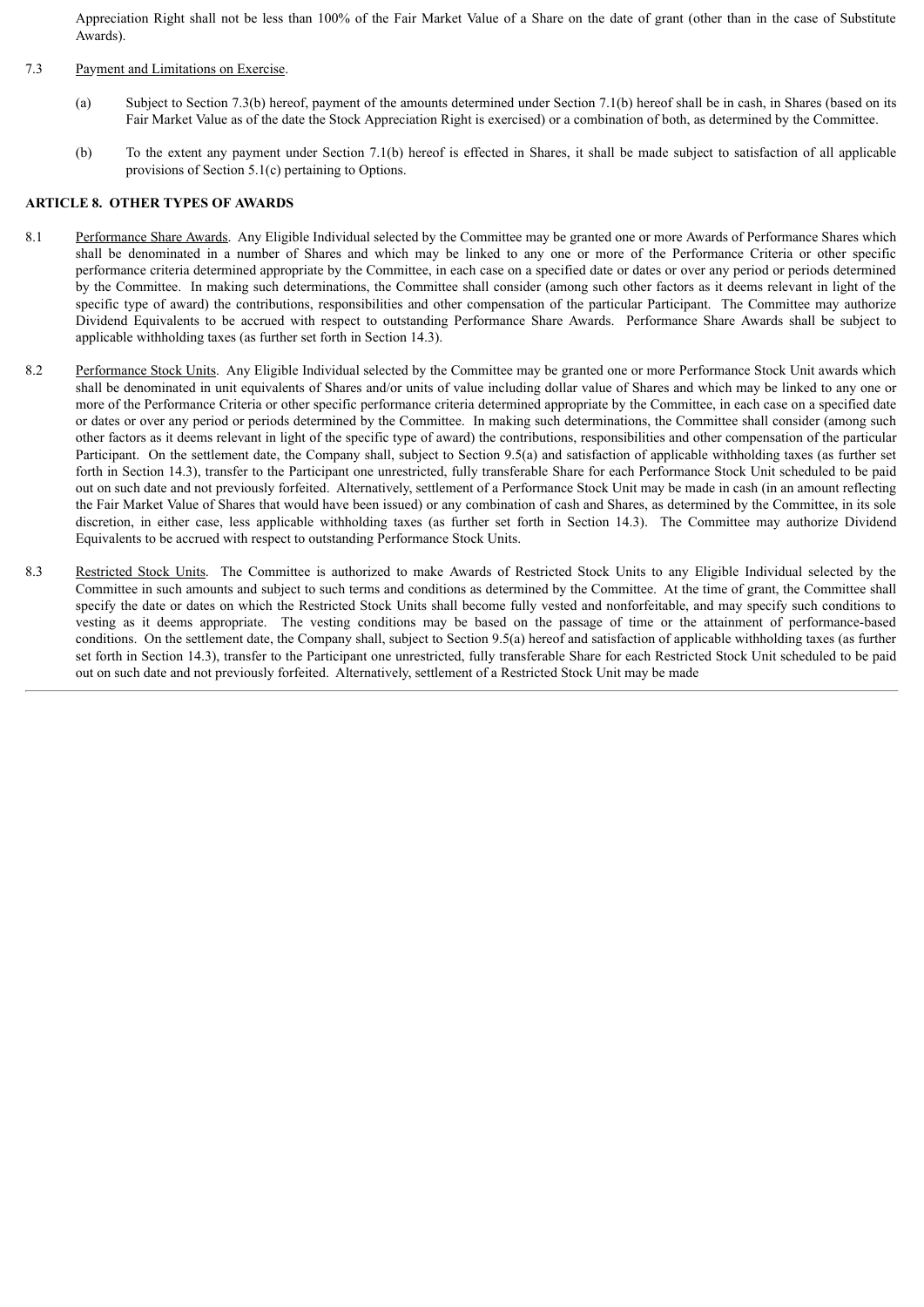Appreciation Right shall not be less than 100% of the Fair Market Value of a Share on the date of grant (other than in the case of Substitute Awards).

7.3 Payment and Limitations on Exercise.

(a) Subject to Section 7.3(b) hereof, payment of the amounts determined under Section 7.1(b) hereof shall be in cash, in Shares (based on its Fair Market Value as of the date the Stock Appreciation Right is exercised) or a combination of both, as determined by the Committee.

(b) To the extent any payment under Section 7.1(b) hereof is effected in Shares, it shall be made subject to satisfaction of all applicable provisions of Section 5.1(c) pertaining to Options.

**ARTICLE 8. OTHER TYPES OF AWARDS**

8.1 Performance Share Awards. Any Eligible Individual selected by the Committee may be granted one or more Awards of Performance Shares which shall be denominated in a number of Shares and which may be linked to any one or more of the Performance Criteria or other specific performance criteria determined appropriate by the Committee, in each case on a specified date or dates or over any period or periods determined by the Committee. In making such determinations, the Committee shall consider (among such other factors as it deems relevant in light of the specific type of award) the contributions, responsibilities and other compensation of the particular Participant. The Committee may authorize Dividend Equivalents to be accrued with respect to outstanding Performance Share Awards. Performance Share Awards shall be subject to applicable withholding taxes (as further set forth in Section 14.3).

8.2 Performance Stock Units. Any Eligible Individual selected by the Committee may be granted one or more Performance Stock Unit awards which shall be denominated in unit equivalents of Shares and/or units of value including dollar value of Shares and which may be linked to any one or more of the Performance Criteria or other specific performance criteria determined appropriate by the Committee, in each case on a specified date or dates or over any period or periods determined by the Committee. In making such determinations, the Committee shall consider (among such other factors as it deems relevant in light of the specific type of award) the contributions, responsibilities and other compensation of the particular Participant. On the settlement date, the Company shall, subject to Section 9.5(a) and satisfaction of applicable withholding taxes (as further set forth in Section 14.3), transfer to the Participant one unrestricted, fully transferable Share for each Performance Stock Unit scheduled to be paid out on such date and not previously forfeited. Alternatively, settlement of a Performance Stock Unit may be made in cash (in an amount reflecting the Fair Market Value of Shares that would have been issued) or any combination of cash and Shares, as determined by the Committee, in its sole discretion, in either case, less applicable withholding taxes (as further set forth in Section 14.3). The Committee may authorize Dividend Equivalents to be accrued with respect to outstanding Performance Stock Units.

8.3 Restricted Stock Units. The Committee is authorized to make Awards of Restricted Stock Units to any Eligible Individual selected by the Committee in such amounts and subject to such terms and conditions as determined by the Committee. At the time of grant, the Committee shall specify the date or dates on which the Restricted Stock Units shall become fully vested and nonforfeitable, and may specify such conditions to vesting as it deems appropriate. The vesting conditions may be based on the passage of time or the attainment of performance-based conditions. On the settlement date, the Company shall, subject to Section 9.5(a) hereof and satisfaction of applicable withholding taxes (as further set forth in Section 14.3), transfer to the Participant one unrestricted, fully transferable Share for each Restricted Stock Unit scheduled to be paid out on such date and not previously forfeited. Alternatively, settlement of a Restricted Stock Unit may be made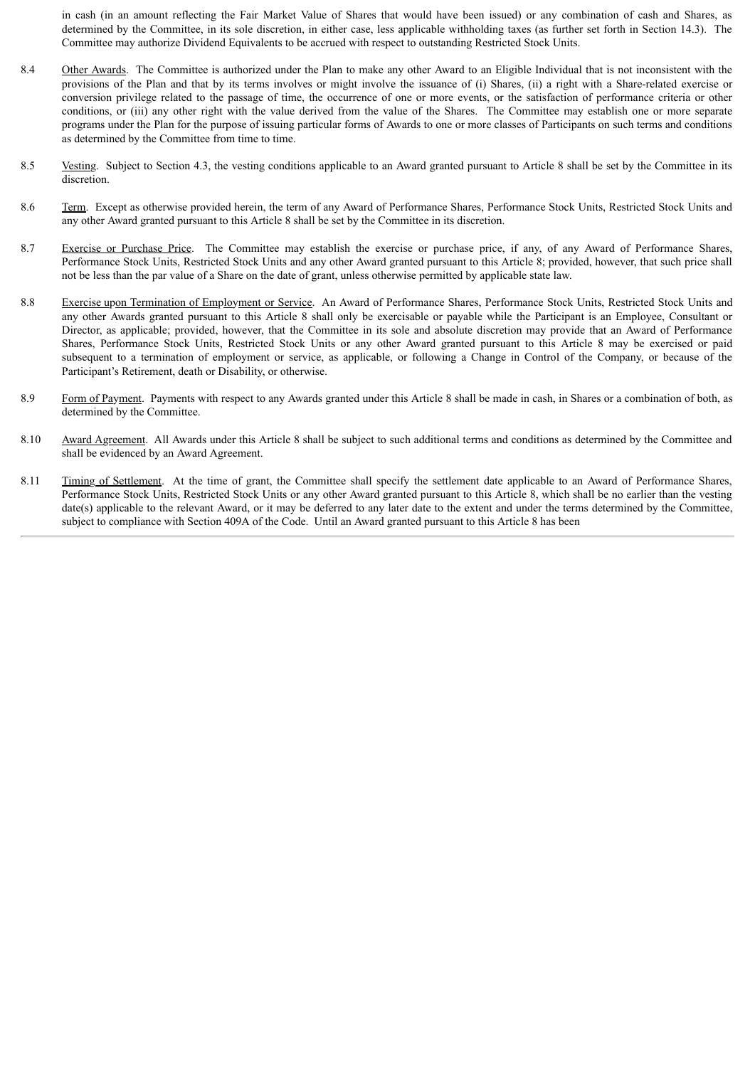in cash (in an amount reflecting the Fair Market Value of Shares that would have been issued) or any combination of cash and Shares, as determined by the Committee, in its sole discretion, in either case, less applicable withholding taxes (as further set forth in Section 14.3). The Committee may authorize Dividend Equivalents to be accrued with respect to outstanding Restricted Stock Units.

8.4 Other Awards. The Committee is authorized under the Plan to make any other Award to an Eligible Individual that is not inconsistent with the provisions of the Plan and that by its terms involves or might involve the issuance of (i) Shares, (ii) a right with a Share-related exercise or conversion privilege related to the passage of time, the occurrence of one or more events, or the satisfaction of performance criteria or other conditions, or (iii) any other right with the value derived from the value of the Shares. The Committee may establish one or more separate programs under the Plan for the purpose of issuing particular forms of Awards to one or more classes of Participants on such terms and conditions as determined by the Committee from time to time.

8.5 Vesting. Subject to Section 4.3, the vesting conditions applicable to an Award granted pursuant to Article 8 shall be set by the Committee in its discretion.

8.6 Term. Except as otherwise provided herein, the term of any Award of Performance Shares, Performance Stock Units, Restricted Stock Units and any other Award granted pursuant to this Article 8 shall be set by the Committee in its discretion.

8.7 Exercise or Purchase Price. The Committee may establish the exercise or purchase price, if any, of any Award of Performance Shares, Performance Stock Units, Restricted Stock Units and any other Award granted pursuant to this Article 8; provided, however, that such price shall not be less than the par value of a Share on the date of grant, unless otherwise permitted by applicable state law.

8.8 Exercise upon Termination of Employment or Service. An Award of Performance Shares, Performance Stock Units, Restricted Stock Units and any other Awards granted pursuant to this Article 8 shall only be exercisable or payable while the Participant is an Employee, Consultant or Director, as applicable; provided, however, that the Committee in its sole and absolute discretion may provide that an Award of Performance Shares, Performance Stock Units, Restricted Stock Units or any other Award granted pursuant to this Article 8 may be exercised or paid subsequent to a termination of employment or service, as applicable, or following a Change in Control of the Company, or because of the Participant's Retirement, death or Disability, or otherwise.

8.9 Form of Payment. Payments with respect to any Awards granted under this Article 8 shall be made in cash, in Shares or a combination of both, as determined by the Committee.

8.10 Award Agreement. All Awards under this Article 8 shall be subject to such additional terms and conditions as determined by the Committee and shall be evidenced by an Award Agreement.

8.11 Timing of Settlement. At the time of grant, the Committee shall specify the settlement date applicable to an Award of Performance Shares, Performance Stock Units, Restricted Stock Units or any other Award granted pursuant to this Article 8, which shall be no earlier than the vesting date(s) applicable to the relevant Award, or it may be deferred to any later date to the extent and under the terms determined by the Committee, subject to compliance with Section 409A of the Code. Until an Award granted pursuant to this Article 8 has been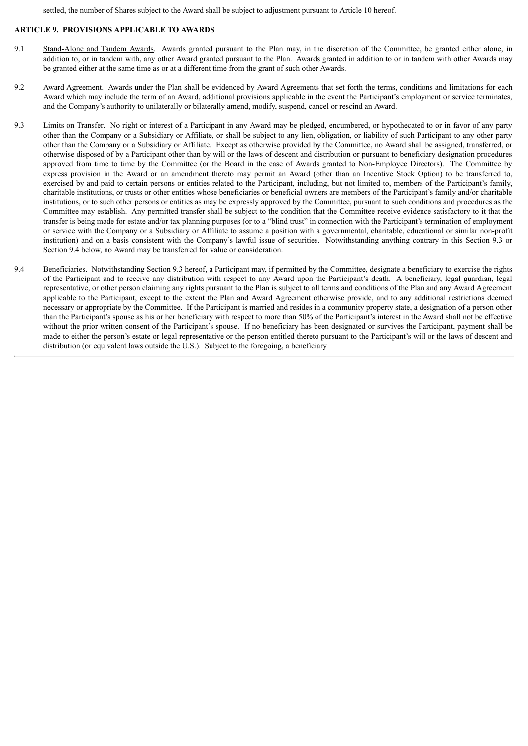settled, the number of Shares subject to the Award shall be subject to adjustment pursuant to Article 10 hereof.

**ARTICLE 9. PROVISIONS APPLICABLE TO AWARDS**

9.1 Stand-Alone and Tandem Awards. Awards granted pursuant to the Plan may, in the discretion of the Committee, be granted either alone, in addition to, or in tandem with, any other Award granted pursuant to the Plan. Awards granted in addition to or in tandem with other Awards may be granted either at the same time as or at a different time from the grant of such other Awards.

9.2 Award Agreement. Awards under the Plan shall be evidenced by Award Agreements that set forth the terms, conditions and limitations for each Award which may include the term of an Award, additional provisions applicable in the event the Participant's employment or service terminates, and the Company's authority to unilaterally or bilaterally amend, modify, suspend, cancel or rescind an Award.

9.3 Limits on Transfer. No right or interest of a Participant in any Award may be pledged, encumbered, or hypothecated to or in favor of any party other than the Company or a Subsidiary or Affiliate, or shall be subject to any lien, obligation, or liability of such Participant to any other party other than the Company or a Subsidiary or Affiliate. Except as otherwise provided by the Committee, no Award shall be assigned, transferred, or otherwise disposed of by a Participant other than by will or the laws of descent and distribution or pursuant to beneficiary designation procedures approved from time to time by the Committee (or the Board in the case of Awards granted to Non-Employee Directors). The Committee by express provision in the Award or an amendment thereto may permit an Award (other than an Incentive Stock Option) to be transferred to, exercised by and paid to certain persons or entities related to the Participant, including, but not limited to, members of the Participant's family, charitable institutions, or trusts or other entities whose beneficiaries or beneficial owners are members of the Participant's family and/or charitable institutions, or to such other persons or entities as may be expressly approved by the Committee, pursuant to such conditions and procedures as the Committee may establish. Any permitted transfer shall be subject to the condition that the Committee receive evidence satisfactory to it that the transfer is being made for estate and/or tax planning purposes (or to a "blind trust" in connection with the Participant's termination of employment or service with the Company or a Subsidiary or Affiliate to assume a position with a governmental, charitable, educational or similar non-profit institution) and on a basis consistent with the Company's lawful issue of securities. Notwithstanding anything contrary in this Section 9.3 or Section 9.4 below, no Award may be transferred for value or consideration.

9.4 Beneficiaries. Notwithstanding Section 9.3 hereof, a Participant may, if permitted by the Committee, designate a beneficiary to exercise the rights of the Participant and to receive any distribution with respect to any Award upon the Participant's death. A beneficiary, legal guardian, legal representative, or other person claiming any rights pursuant to the Plan is subject to all terms and conditions of the Plan and any Award Agreement applicable to the Participant, except to the extent the Plan and Award Agreement otherwise provide, and to any additional restrictions deemed necessary or appropriate by the Committee. If the Participant is married and resides in a community property state, a designation of a person other than the Participant's spouse as his or her beneficiary with respect to more than 50% of the Participant's interest in the Award shall not be effective without the prior written consent of the Participant's spouse. If no beneficiary has been designated or survives the Participant, payment shall be made to either the person's estate or legal representative or the person entitled thereto pursuant to the Participant's will or the laws of descent and distribution (or equivalent laws outside the U.S.). Subject to the foregoing, a beneficiary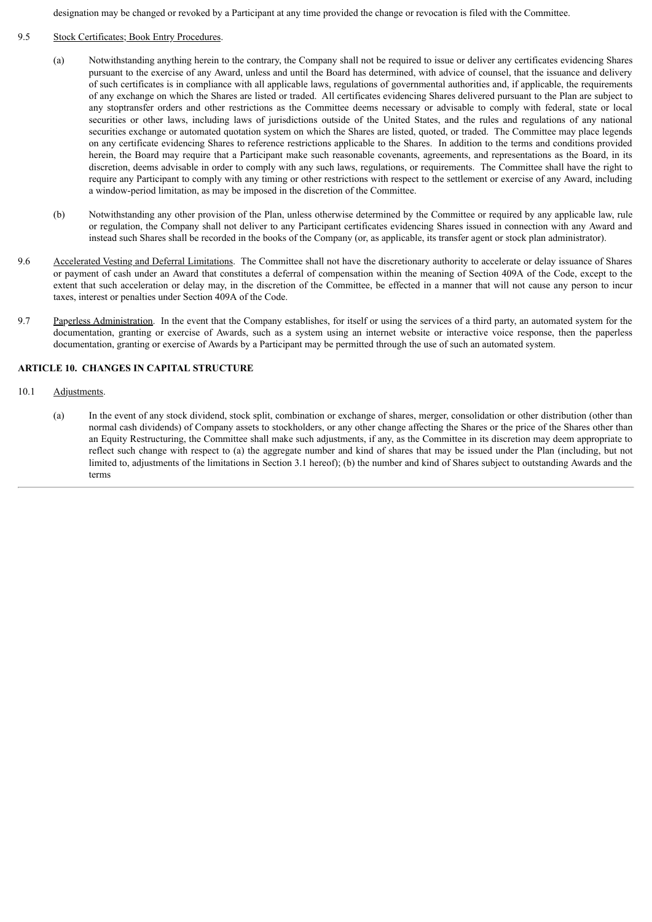designation may be changed or revoked by a Participant at any time provided the change or revocation is filed with the Committee.

9.5 Stock Certificates; Book Entry Procedures.

(a) Notwithstanding anything herein to the contrary, the Company shall not be required to issue or deliver any certificates evidencing Shares pursuant to the exercise of any Award, unless and until the Board has determined, with advice of counsel, that the issuance and delivery of such certificates is in compliance with all applicable laws, regulations of governmental authorities and, if applicable, the requirements of any exchange on which the Shares are listed or traded. All certificates evidencing Shares delivered pursuant to the Plan are subject to any stoptransfer orders and other restrictions as the Committee deems necessary or advisable to comply with federal, state or local securities or other laws, including laws of jurisdictions outside of the United States, and the rules and regulations of any national securities exchange or automated quotation system on which the Shares are listed, quoted, or traded. The Committee may place legends on any certificate evidencing Shares to reference restrictions applicable to the Shares. In addition to the terms and conditions provided herein, the Board may require that a Participant make such reasonable covenants, agreements, and representations as the Board, in its discretion, deems advisable in order to comply with any such laws, regulations, or requirements. The Committee shall have the right to require any Participant to comply with any timing or other restrictions with respect to the settlement or exercise of any Award, including a window-period limitation, as may be imposed in the discretion of the Committee.

(b) Notwithstanding any other provision of the Plan, unless otherwise determined by the Committee or required by any applicable law, rule or regulation, the Company shall not deliver to any Participant certificates evidencing Shares issued in connection with any Award and instead such Shares shall be recorded in the books of the Company (or, as applicable, its transfer agent or stock plan administrator).

9.6 Accelerated Vesting and Deferral Limitations. The Committee shall not have the discretionary authority to accelerate or delay issuance of Shares or payment of cash under an Award that constitutes a deferral of compensation within the meaning of Section 409A of the Code, except to the extent that such acceleration or delay may, in the discretion of the Committee, be effected in a manner that will not cause any person to incur taxes, interest or penalties under Section 409A of the Code.

9.7 Paperless Administration. In the event that the Company establishes, for itself or using the services of a third party, an automated system for the documentation, granting or exercise of Awards, such as a system using an internet website or interactive voice response, then the paperless documentation, granting or exercise of Awards by a Participant may be permitted through the use of such an automated system.

**ARTICLE 10. CHANGES IN CAPITAL STRUCTURE**

10.1 Adjustments.

(a) In the event of any stock dividend, stock split, combination or exchange of shares, merger, consolidation or other distribution (other than normal cash dividends) of Company assets to stockholders, or any other change affecting the Shares or the price of the Shares other than an Equity Restructuring, the Committee shall make such adjustments, if any, as the Committee in its discretion may deem appropriate to reflect such change with respect to (a) the aggregate number and kind of shares that may be issued under the Plan (including, but not limited to, adjustments of the limitations in Section 3.1 hereof); (b) the number and kind of Shares subject to outstanding Awards and the terms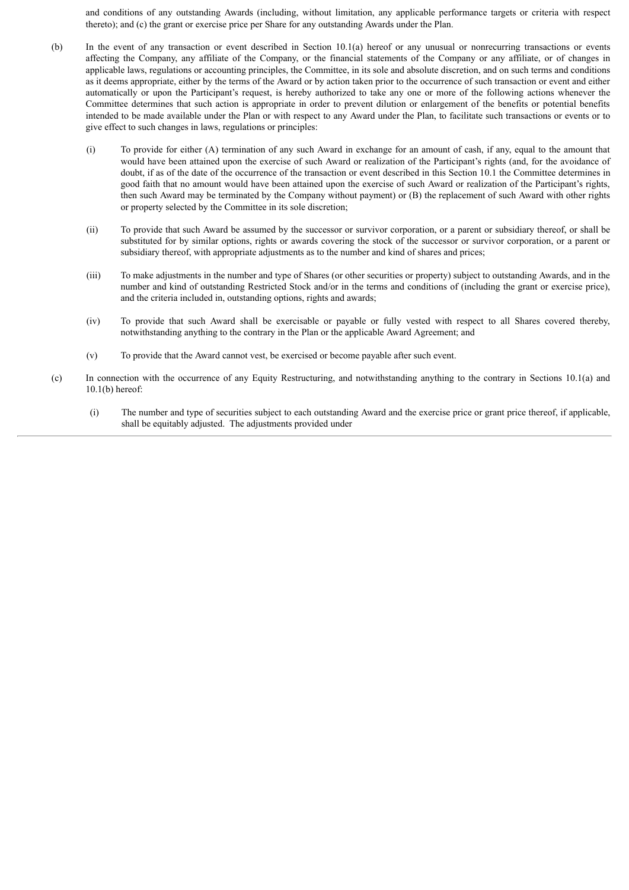and conditions of any outstanding Awards (including, without limitation, any applicable performance targets or criteria with respect thereto); and (c) the grant or exercise price per Share for any outstanding Awards under the Plan.

(b) In the event of any transaction or event described in Section 10.1(a) hereof or any unusual or nonrecurring transactions or events affecting the Company, any affiliate of the Company, or the financial statements of the Company or any affiliate, or of changes in applicable laws, regulations or accounting principles, the Committee, in its sole and absolute discretion, and on such terms and conditions as it deems appropriate, either by the terms of the Award or by action taken prior to the occurrence of such transaction or event and either automatically or upon the Participant's request, is hereby authorized to take any one or more of the following actions whenever the Committee determines that such action is appropriate in order to prevent dilution or enlargement of the benefits or potential benefits intended to be made available under the Plan or with respect to any Award under the Plan, to facilitate such transactions or events or to give effect to such changes in laws, regulations or principles:

(i) To provide for either (A) termination of any such Award in exchange for an amount of cash, if any, equal to the amount that would have been attained upon the exercise of such Award or realization of the Participant's rights (and, for the avoidance of doubt, if as of the date of the occurrence of the transaction or event described in this Section 10.1 the Committee determines in good faith that no amount would have been attained upon the exercise of such Award or realization of the Participant's rights, then such Award may be terminated by the Company without payment) or (B) the replacement of such Award with other rights or property selected by the Committee in its sole discretion;

(ii) To provide that such Award be assumed by the successor or survivor corporation, or a parent or subsidiary thereof, or shall be substituted for by similar options, rights or awards covering the stock of the successor or survivor corporation, or a parent or subsidiary thereof, with appropriate adjustments as to the number and kind of shares and prices;

(iii) To make adjustments in the number and type of Shares (or other securities or property) subject to outstanding Awards, and in the number and kind of outstanding Restricted Stock and/or in the terms and conditions of (including the grant or exercise price), and the criteria included in, outstanding options, rights and awards;

(iv) To provide that such Award shall be exercisable or payable or fully vested with respect to all Shares covered thereby, notwithstanding anything to the contrary in the Plan or the applicable Award Agreement; and

(v) To provide that the Award cannot vest, be exercised or become payable after such event.

(c) In connection with the occurrence of any Equity Restructuring, and notwithstanding anything to the contrary in Sections 10.1(a) and 10.1(b) hereof:

(i) The number and type of securities subject to each outstanding Award and the exercise price or grant price thereof, if applicable, shall be equitably adjusted. The adjustments provided under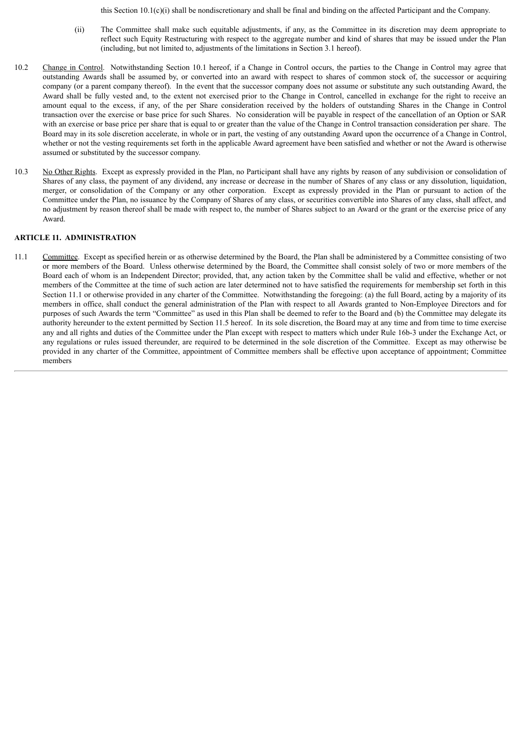this Section 10.1(c)(i) shall be nondiscretionary and shall be final and binding on the affected Participant and the Company.

(ii) The Committee shall make such equitable adjustments, if any, as the Committee in its discretion may deem appropriate to reflect such Equity Restructuring with respect to the aggregate number and kind of shares that may be issued under the Plan (including, but not limited to, adjustments of the limitations in Section 3.1 hereof).

10.2 Change in Control. Notwithstanding Section 10.1 hereof, if a Change in Control occurs, the parties to the Change in Control may agree that outstanding Awards shall be assumed by, or converted into an award with respect to shares of common stock of, the successor or acquiring company (or a parent company thereof). In the event that the successor company does not assume or substitute any such outstanding Award, the Award shall be fully vested and, to the extent not exercised prior to the Change in Control, cancelled in exchange for the right to receive an amount equal to the excess, if any, of the per Share consideration received by the holders of outstanding Shares in the Change in Control transaction over the exercise or base price for such Shares. No consideration will be payable in respect of the cancellation of an Option or SAR with an exercise or base price per share that is equal to or greater than the value of the Change in Control transaction consideration per share. The Board may in its sole discretion accelerate, in whole or in part, the vesting of any outstanding Award upon the occurrence of a Change in Control, whether or not the vesting requirements set forth in the applicable Award agreement have been satisfied and whether or not the Award is otherwise assumed or substituted by the successor company.

10.3 No Other Rights. Except as expressly provided in the Plan, no Participant shall have any rights by reason of any subdivision or consolidation of Shares of any class, the payment of any dividend, any increase or decrease in the number of Shares of any class or any dissolution, liquidation, merger, or consolidation of the Company or any other corporation. Except as expressly provided in the Plan or pursuant to action of the Committee under the Plan, no issuance by the Company of Shares of any class, or securities convertible into Shares of any class, shall affect, and no adjustment by reason thereof shall be made with respect to, the number of Shares subject to an Award or the grant or the exercise price of any Award.

**ARTICLE 11. ADMINISTRATION**

11.1 Committee. Except as specified herein or as otherwise determined by the Board, the Plan shall be administered by a Committee consisting of two or more members of the Board. Unless otherwise determined by the Board, the Committee shall consist solely of two or more members of the Board each of whom is an Independent Director; provided, that, any action taken by the Committee shall be valid and effective, whether or not members of the Committee at the time of such action are later determined not to have satisfied the requirements for membership set forth in this Section 11.1 or otherwise provided in any charter of the Committee. Notwithstanding the foregoing: (a) the full Board, acting by a majority of its members in office, shall conduct the general administration of the Plan with respect to all Awards granted to Non-Employee Directors and for purposes of such Awards the term "Committee" as used in this Plan shall be deemed to refer to the Board and (b) the Committee may delegate its authority hereunder to the extent permitted by Section 11.5 hereof. In its sole discretion, the Board may at any time and from time to time exercise any and all rights and duties of the Committee under the Plan except with respect to matters which under Rule 16b-3 under the Exchange Act, or any regulations or rules issued thereunder, are required to be determined in the sole discretion of the Committee. Except as may otherwise be provided in any charter of the Committee, appointment of Committee members shall be effective upon acceptance of appointment; Committee members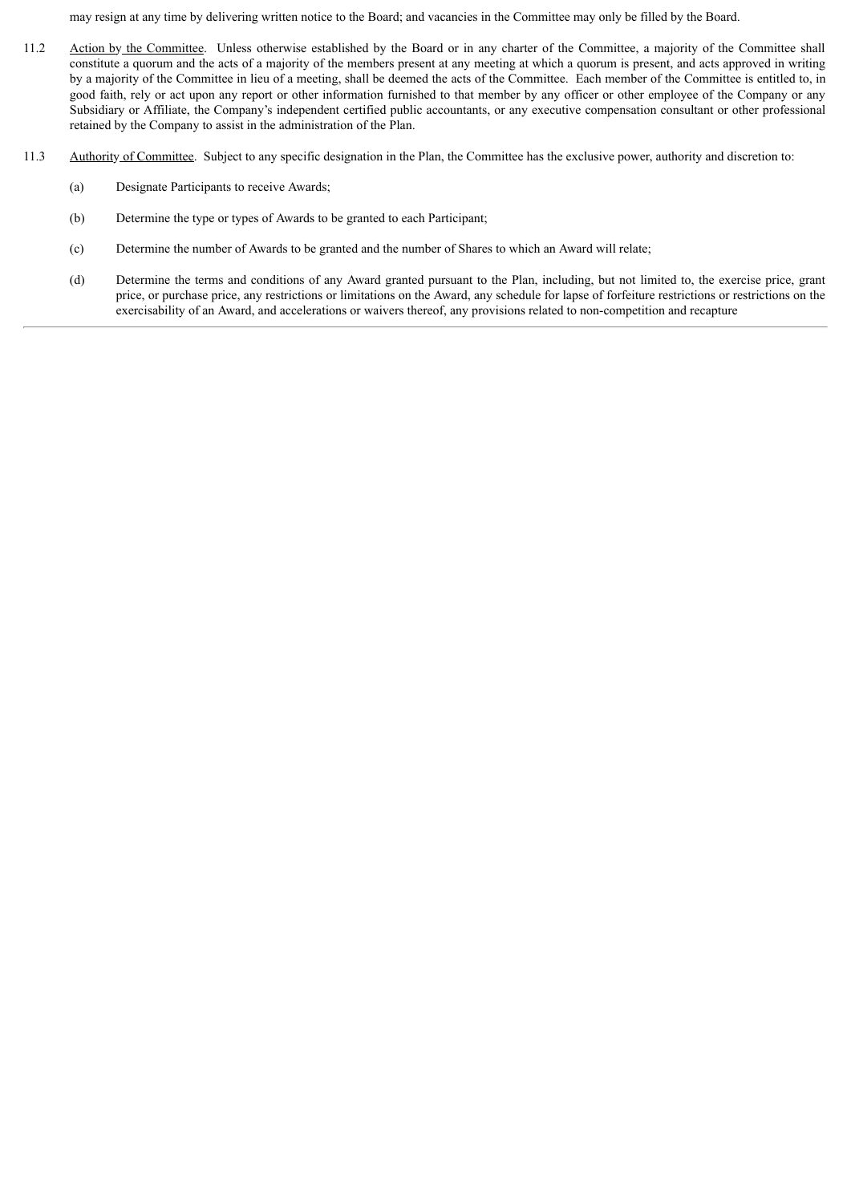may resign at any time by delivering written notice to the Board; and vacancies in the Committee may only be filled by the Board.

11.2 Action by the Committee. Unless otherwise established by the Board or in any charter of the Committee, a majority of the Committee shall constitute a quorum and the acts of a majority of the members present at any meeting at which a quorum is present, and acts approved in writing by a majority of the Committee in lieu of a meeting, shall be deemed the acts of the Committee. Each member of the Committee is entitled to, in good faith, rely or act upon any report or other information furnished to that member by any officer or other employee of the Company or any Subsidiary or Affiliate, the Company's independent certified public accountants, or any executive compensation consultant or other professional retained by the Company to assist in the administration of the Plan.

11.3 Authority of Committee. Subject to any specific designation in the Plan, the Committee has the exclusive power, authority and discretion to:

(a) Designate Participants to receive Awards;

(b) Determine the type or types of Awards to be granted to each Participant;

(c) Determine the number of Awards to be granted and the number of Shares to which an Award will relate;

(d) Determine the terms and conditions of any Award granted pursuant to the Plan, including, but not limited to, the exercise price, grant price, or purchase price, any restrictions or limitations on the Award, any schedule for lapse of forfeiture restrictions or restrictions on the exercisability of an Award, and accelerations or waivers thereof, any provisions related to non-competition and recapture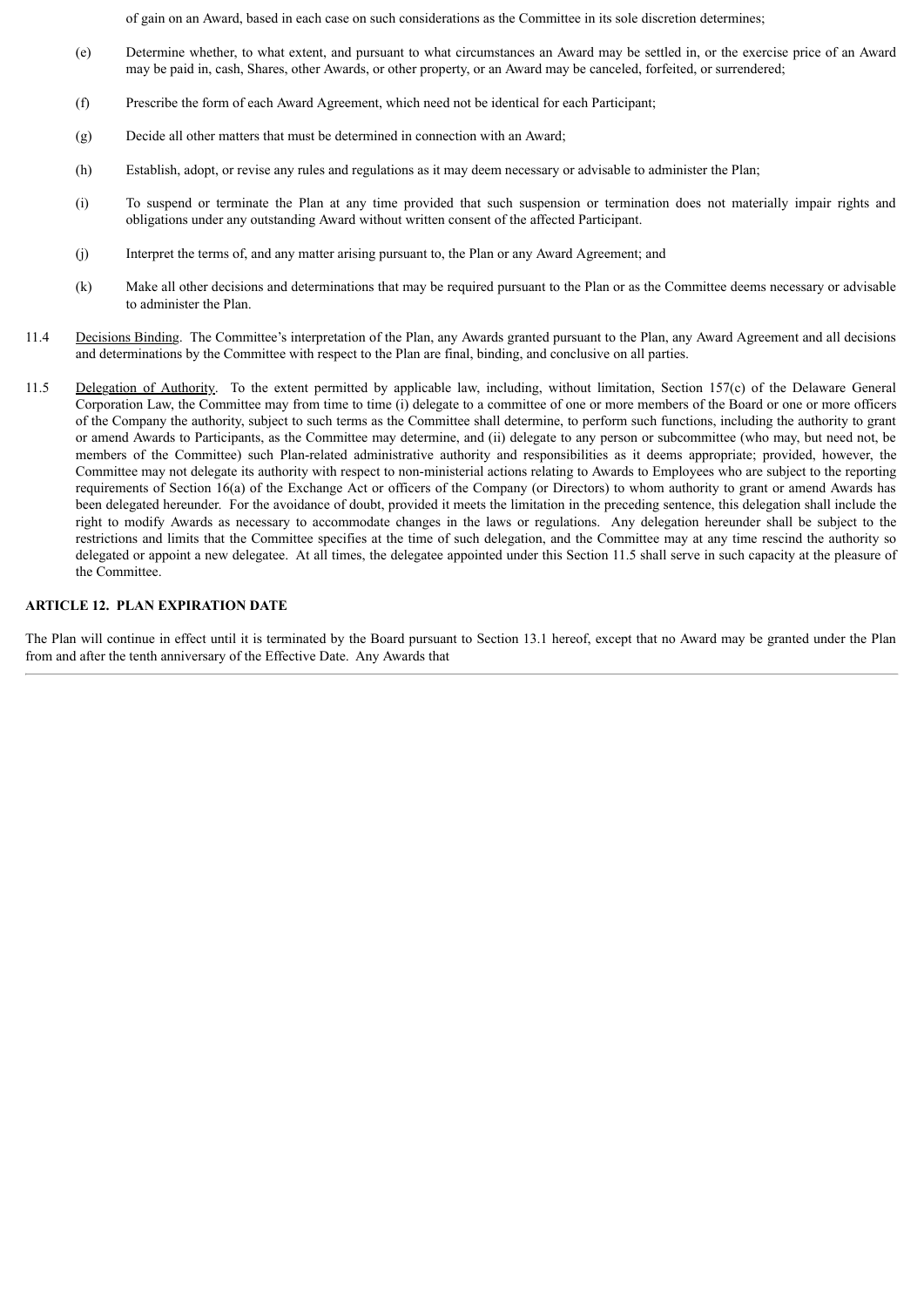of gain on an Award, based in each case on such considerations as the Committee in its sole discretion determines;

(e) Determine whether, to what extent, and pursuant to what circumstances an Award may be settled in, or the exercise price of an Award may be paid in, cash, Shares, other Awards, or other property, or an Award may be canceled, forfeited, or surrendered;

(f) Prescribe the form of each Award Agreement, which need not be identical for each Participant;

(g) Decide all other matters that must be determined in connection with an Award;

(h) Establish, adopt, or revise any rules and regulations as it may deem necessary or advisable to administer the Plan;

(i) To suspend or terminate the Plan at any time provided that such suspension or termination does not materially impair rights and obligations under any outstanding Award without written consent of the affected Participant.

(j) Interpret the terms of, and any matter arising pursuant to, the Plan or any Award Agreement; and

(k) Make all other decisions and determinations that may be required pursuant to the Plan or as the Committee deems necessary or advisable to administer the Plan.

11.4 Decisions Binding. The Committee's interpretation of the Plan, any Awards granted pursuant to the Plan, any Award Agreement and all decisions and determinations by the Committee with respect to the Plan are final, binding, and conclusive on all parties.

11.5 Delegation of Authority. To the extent permitted by applicable law, including, without limitation, Section 157(c) of the Delaware General Corporation Law, the Committee may from time to time (i) delegate to a committee of one or more members of the Board or one or more officers of the Company the authority, subject to such terms as the Committee shall determine, to perform such functions, including the authority to grant or amend Awards to Participants, as the Committee may determine, and (ii) delegate to any person or subcommittee (who may, but need not, be members of the Committee) such Plan-related administrative authority and responsibilities as it deems appropriate; provided, however, the Committee may not delegate its authority with respect to non-ministerial actions relating to Awards to Employees who are subject to the reporting requirements of Section 16(a) of the Exchange Act or officers of the Company (or Directors) to whom authority to grant or amend Awards has been delegated hereunder. For the avoidance of doubt, provided it meets the limitation in the preceding sentence, this delegation shall include the right to modify Awards as necessary to accommodate changes in the laws or regulations. Any delegation hereunder shall be subject to the restrictions and limits that the Committee specifies at the time of such delegation, and the Committee may at any time rescind the authority so delegated or appoint a new delegatee. At all times, the delegatee appointed under this Section 11.5 shall serve in such capacity at the pleasure of the Committee.

## ARTICLE 12. PLAN EXPIRATION DATE

The Plan will continue in effect until it is terminated by the Board pursuant to Section 13.1 hereof, except that no Award may be granted under the Plan from and after the tenth anniversary of the Effective Date. Any Awards that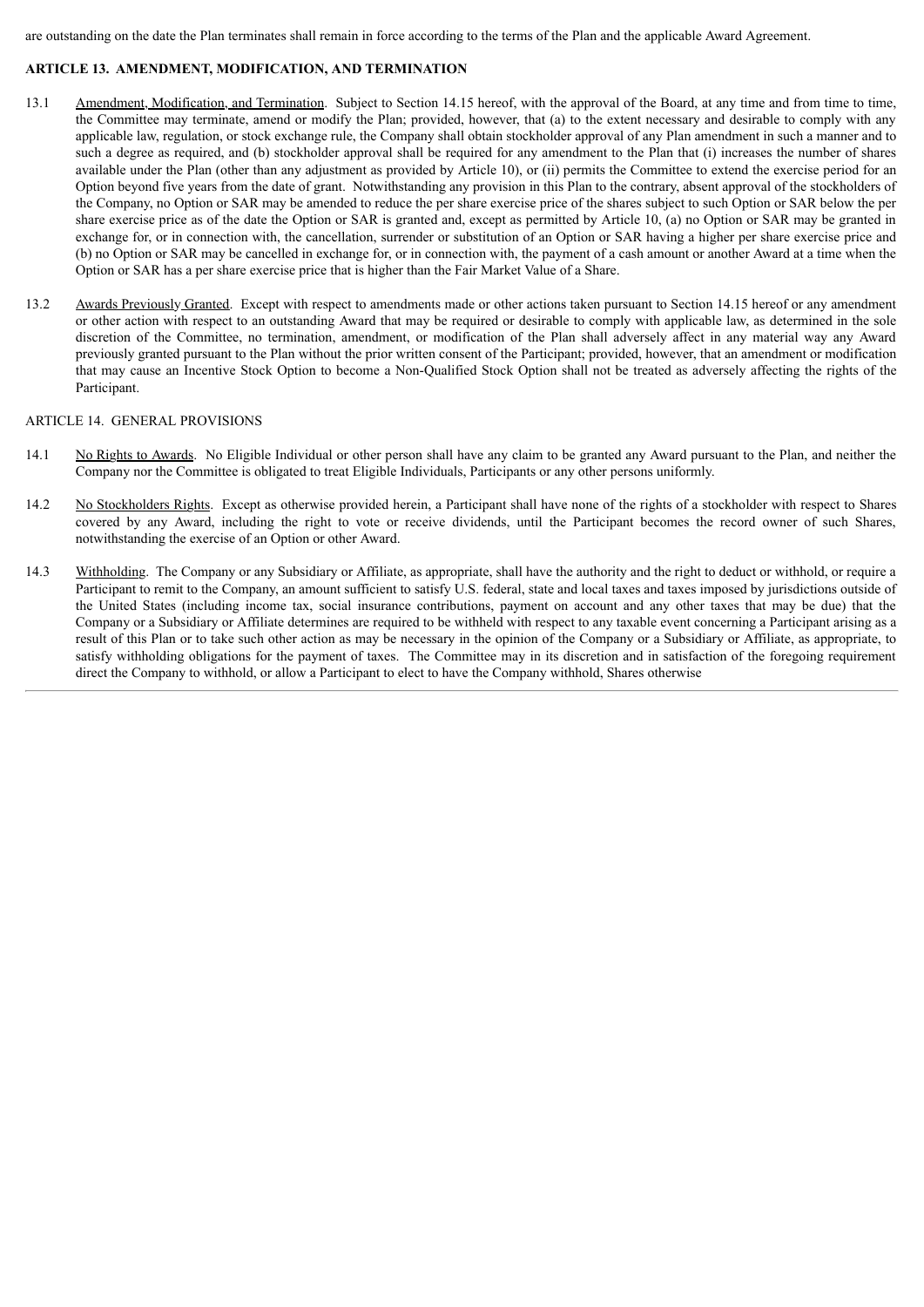are outstanding on the date the Plan terminates shall remain in force according to the terms of the Plan and the applicable Award Agreement.

## ARTICLE 13. AMENDMENT, MODIFICATION, AND TERMINATION

13.1 Amendment, Modification, and Termination. Subject to Section 14.15 hereof, with the approval of the Board, at any time and from time to time, the Committee may terminate, amend or modify the Plan; provided, however, that (a) to the extent necessary and desirable to comply with any applicable law, regulation, or stock exchange rule, the Company shall obtain stockholder approval of any Plan amendment in such a manner and to such a degree as required, and (b) stockholder approval shall be required for any amendment to the Plan that (i) increases the number of shares available under the Plan (other than any adjustment as provided by Article 10), or (ii) permits the Committee to extend the exercise period for an Option beyond five years from the date of grant. Notwithstanding any provision in this Plan to the contrary, absent approval of the stockholders of the Company, no Option or SAR may be amended to reduce the per share exercise price of the shares subject to such Option or SAR below the per share exercise price as of the date the Option or SAR is granted and, except as permitted by Article 10, (a) no Option or SAR may be granted in exchange for, or in connection with, the cancellation, surrender or substitution of an Option or SAR having a higher per share exercise price and (b) no Option or SAR may be cancelled in exchange for, or in connection with, the payment of a cash amount or another Award at a time when the Option or SAR has a per share exercise price that is higher than the Fair Market Value of a Share.

13.2 Awards Previously Granted. Except with respect to amendments made or other actions taken pursuant to Section 14.15 hereof or any amendment or other action with respect to an outstanding Award that may be required or desirable to comply with applicable law, as determined in the sole discretion of the Committee, no termination, amendment, or modification of the Plan shall adversely affect in any material way any Award previously granted pursuant to the Plan without the prior written consent of the Participant; provided, however, that an amendment or modification that may cause an Incentive Stock Option to become a Non-Qualified Stock Option shall not be treated as adversely affecting the rights of the Participant.

## ARTICLE 14. GENERAL PROVISIONS

14.1 No Rights to Awards. No Eligible Individual or other person shall have any claim to be granted any Award pursuant to the Plan, and neither the Company nor the Committee is obligated to treat Eligible Individuals, Participants or any other persons uniformly.

14.2 No Stockholders Rights. Except as otherwise provided herein, a Participant shall have none of the rights of a stockholder with respect to Shares covered by any Award, including the right to vote or receive dividends, until the Participant becomes the record owner of such Shares, notwithstanding the exercise of an Option or other Award.

14.3 Withholding. The Company or any Subsidiary or Affiliate, as appropriate, shall have the authority and the right to deduct or withhold, or require a Participant to remit to the Company, an amount sufficient to satisfy U.S. federal, state and local taxes and taxes imposed by jurisdictions outside of the United States (including income tax, social insurance contributions, payment on account and any other taxes that may be due) that the Company or a Subsidiary or Affiliate determines are required to be withheld with respect to any taxable event concerning a Participant arising as a result of this Plan or to take such other action as may be necessary in the opinion of the Company or a Subsidiary or Affiliate, as appropriate, to satisfy withholding obligations for the payment of taxes. The Committee may in its discretion and in satisfaction of the foregoing requirement direct the Company to withhold, or allow a Participant to elect to have the Company withhold, Shares otherwise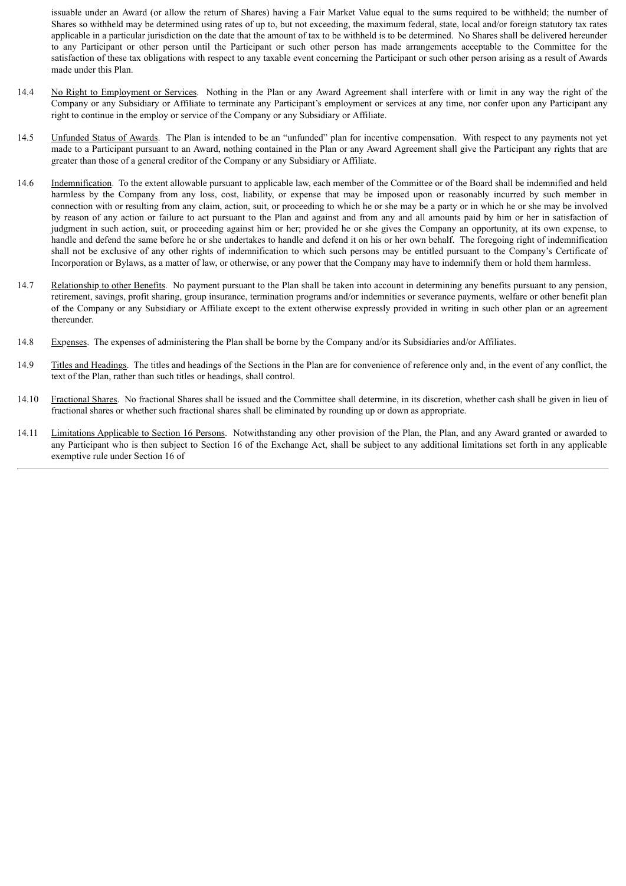issuable under an Award (or allow the return of Shares) having a Fair Market Value equal to the sums required to be withheld; the number of Shares so withheld may be determined using rates of up to, but not exceeding, the maximum federal, state, local and/or foreign statutory tax rates applicable in a particular jurisdiction on the date that the amount of tax to be withheld is to be determined. No Shares shall be delivered hereunder to any Participant or other person until the Participant or such other person has made arrangements acceptable to the Committee for the satisfaction of these tax obligations with respect to any taxable event concerning the Participant or such other person arising as a result of Awards made under this Plan.

14.4 No Right to Employment or Services. Nothing in the Plan or any Award Agreement shall interfere with or limit in any way the right of the Company or any Subsidiary or Affiliate to terminate any Participant's employment or services at any time, nor confer upon any Participant any right to continue in the employ or service of the Company or any Subsidiary or Affiliate.

14.5 Unfunded Status of Awards. The Plan is intended to be an "unfunded" plan for incentive compensation. With respect to any payments not yet made to a Participant pursuant to an Award, nothing contained in the Plan or any Award Agreement shall give the Participant any rights that are greater than those of a general creditor of the Company or any Subsidiary or Affiliate.

14.6 Indemnification. To the extent allowable pursuant to applicable law, each member of the Committee or of the Board shall be indemnified and held harmless by the Company from any loss, cost, liability, or expense that may be imposed upon or reasonably incurred by such member in connection with or resulting from any claim, action, suit, or proceeding to which he or she may be a party or in which he or she may be involved by reason of any action or failure to act pursuant to the Plan and against and from any and all amounts paid by him or her in satisfaction of judgment in such action, suit, or proceeding against him or her; provided he or she gives the Company an opportunity, at its own expense, to handle and defend the same before he or she undertakes to handle and defend it on his or her own behalf. The foregoing right of indemnification shall not be exclusive of any other rights of indemnification to which such persons may be entitled pursuant to the Company's Certificate of Incorporation or Bylaws, as a matter of law, or otherwise, or any power that the Company may have to indemnify them or hold them harmless.

14.7 Relationship to other Benefits. No payment pursuant to the Plan shall be taken into account in determining any benefits pursuant to any pension, retirement, savings, profit sharing, group insurance, termination programs and/or indemnities or severance payments, welfare or other benefit plan of the Company or any Subsidiary or Affiliate except to the extent otherwise expressly provided in writing in such other plan or an agreement thereunder.

14.8 Expenses. The expenses of administering the Plan shall be borne by the Company and/or its Subsidiaries and/or Affiliates.

14.9 Titles and Headings. The titles and headings of the Sections in the Plan are for convenience of reference only and, in the event of any conflict, the text of the Plan, rather than such titles or headings, shall control.

14.10 Fractional Shares. No fractional Shares shall be issued and the Committee shall determine, in its discretion, whether cash shall be given in lieu of fractional shares or whether such fractional shares shall be eliminated by rounding up or down as appropriate.

14.11 Limitations Applicable to Section 16 Persons. Notwithstanding any other provision of the Plan, the Plan, and any Award granted or awarded to any Participant who is then subject to Section 16 of the Exchange Act, shall be subject to any additional limitations set forth in any applicable exemptive rule under Section 16 of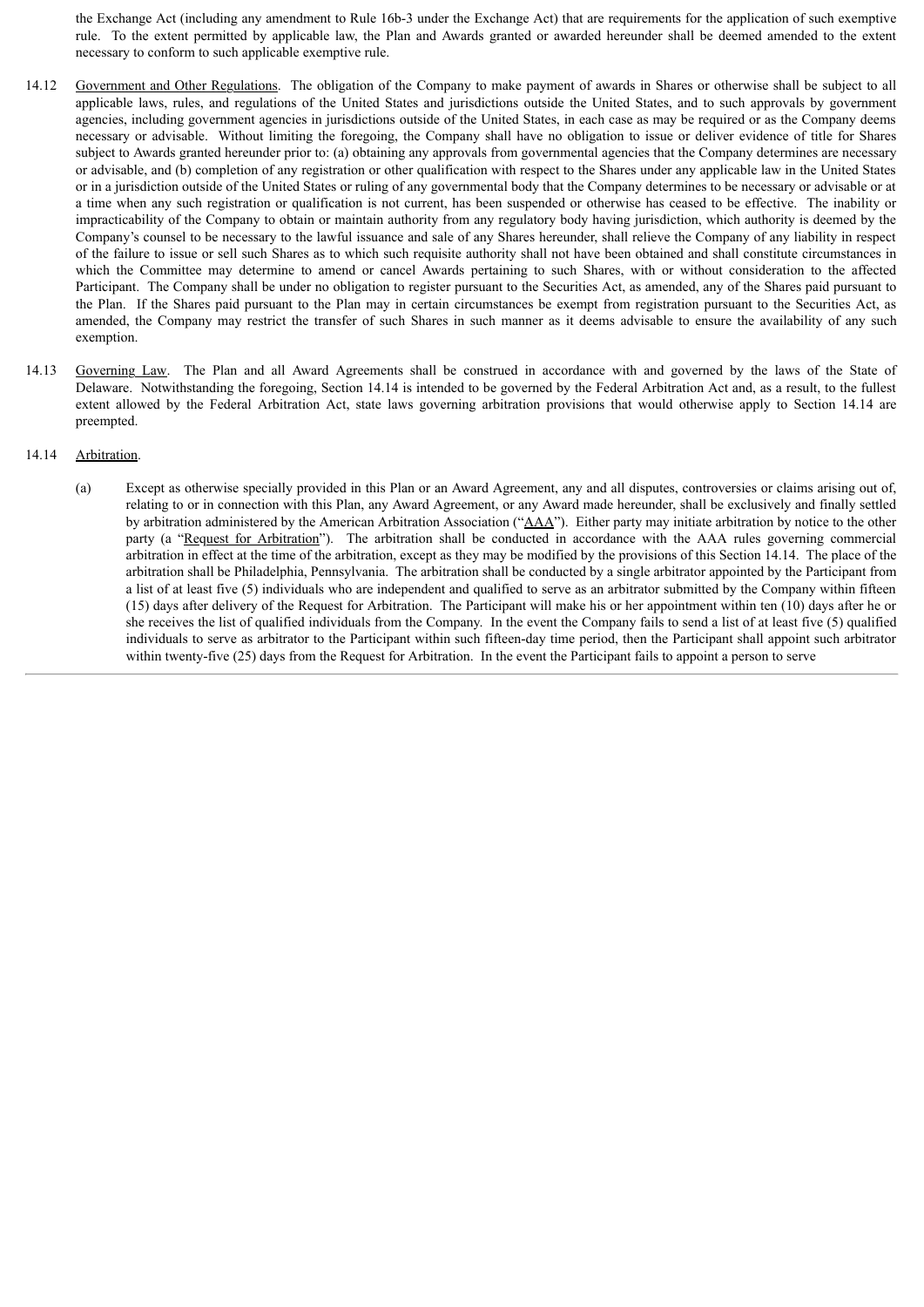the Exchange Act (including any amendment to Rule 16b-3 under the Exchange Act) that are requirements for the application of such exemptive rule. To the extent permitted by applicable law, the Plan and Awards granted or awarded hereunder shall be deemed amended to the extent necessary to conform to such applicable exemptive rule.

14.12 Government and Other Regulations. The obligation of the Company to make payment of awards in Shares or otherwise shall be subject to all applicable laws, rules, and regulations of the United States and jurisdictions outside the United States, and to such approvals by government agencies, including government agencies in jurisdictions outside of the United States, in each case as may be required or as the Company deems necessary or advisable. Without limiting the foregoing, the Company shall have no obligation to issue or deliver evidence of title for Shares subject to Awards granted hereunder prior to: (a) obtaining any approvals from governmental agencies that the Company determines are necessary or advisable, and (b) completion of any registration or other qualification with respect to the Shares under any applicable law in the United States or in a jurisdiction outside of the United States or ruling of any governmental body that the Company determines to be necessary or advisable or at a time when any such registration or qualification is not current, has been suspended or otherwise has ceased to be effective. The inability or impracticability of the Company to obtain or maintain authority from any regulatory body having jurisdiction, which authority is deemed by the Company's counsel to be necessary to the lawful issuance and sale of any Shares hereunder, shall relieve the Company of any liability in respect of the failure to issue or sell such Shares as to which such requisite authority shall not have been obtained and shall constitute circumstances in which the Committee may determine to amend or cancel Awards pertaining to such Shares, with or without consideration to the affected Participant. The Company shall be under no obligation to register pursuant to the Securities Act, as amended, any of the Shares paid pursuant to the Plan. If the Shares paid pursuant to the Plan may in certain circumstances be exempt from registration pursuant to the Securities Act, as amended, the Company may restrict the transfer of such Shares in such manner as it deems advisable to ensure the availability of any such exemption.

14.13 Governing Law. The Plan and all Award Agreements shall be construed in accordance with and governed by the laws of the State of Delaware. Notwithstanding the foregoing, Section 14.14 is intended to be governed by the Federal Arbitration Act and, as a result, to the fullest extent allowed by the Federal Arbitration Act, state laws governing arbitration provisions that would otherwise apply to Section 14.14 are preempted.

14.14 Arbitration.

(a) Except as otherwise specially provided in this Plan or an Award Agreement, any and all disputes, controversies or claims arising out of, relating to or in connection with this Plan, any Award Agreement, or any Award made hereunder, shall be exclusively and finally settled by arbitration administered by the American Arbitration Association ("AAA"). Either party may initiate arbitration by notice to the other party (a "Request for Arbitration"). The arbitration shall be conducted in accordance with the AAA rules governing commercial arbitration in effect at the time of the arbitration, except as they may be modified by the provisions of this Section 14.14. The place of the arbitration shall be Philadelphia, Pennsylvania. The arbitration shall be conducted by a single arbitrator appointed by the Participant from a list of at least five (5) individuals who are independent and qualified to serve as an arbitrator submitted by the Company within fifteen (15) days after delivery of the Request for Arbitration. The Participant will make his or her appointment within ten (10) days after he or she receives the list of qualified individuals from the Company. In the event the Company fails to send a list of at least five (5) qualified individuals to serve as arbitrator to the Participant within such fifteen-day time period, then the Participant shall appoint such arbitrator within twenty-five (25) days from the Request for Arbitration. In the event the Participant fails to appoint a person to serve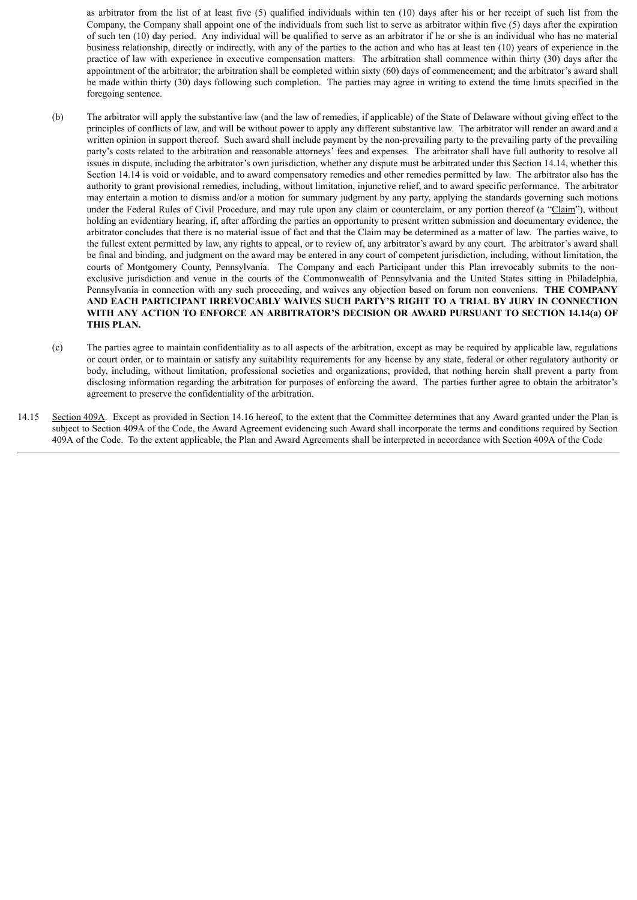as arbitrator from the list of at least five (5) qualified individuals within ten (10) days after his or her receipt of such list from the Company, the Company shall appoint one of the individuals from such list to serve as arbitrator within five (5) days after the expiration of such ten (10) day period. Any individual will be qualified to serve as an arbitrator if he or she is an individual who has no material business relationship, directly or indirectly, with any of the parties to the action and who has at least ten (10) years of experience in the practice of law with experience in executive compensation matters. The arbitration shall commence within thirty (30) days after the appointment of the arbitrator; the arbitration shall be completed within sixty (60) days of commencement; and the arbitrator's award shall be made within thirty (30) days following such completion. The parties may agree in writing to extend the time limits specified in the foregoing sentence.

(b) The arbitrator will apply the substantive law (and the law of remedies, if applicable) of the State of Delaware without giving effect to the principles of conflicts of law, and will be without power to apply any different substantive law. The arbitrator will render an award and a written opinion in support thereof. Such award shall include payment by the non-prevailing party to the prevailing party of the prevailing party's costs related to the arbitration and reasonable attorneys' fees and expenses. The arbitrator shall have full authority to resolve all issues in dispute, including the arbitrator's own jurisdiction, whether any dispute must be arbitrated under this Section 14.14, whether this Section 14.14 is void or voidable, and to award compensatory remedies and other remedies permitted by law. The arbitrator also has the authority to grant provisional remedies, including, without limitation, injunctive relief, and to award specific performance. The arbitrator may entertain a motion to dismiss and/or a motion for summary judgment by any party, applying the standards governing such motions under the Federal Rules of Civil Procedure, and may rule upon any claim or counterclaim, or any portion thereof (a "Claim"), without holding an evidentiary hearing, if, after affording the parties an opportunity to present written submission and documentary evidence, the arbitrator concludes that there is no material issue of fact and that the Claim may be determined as a matter of law. The parties waive, to the fullest extent permitted by law, any rights to appeal, or to review of, any arbitrator's award by any court. The arbitrator's award shall be final and binding, and judgment on the award may be entered in any court of competent jurisdiction, including, without limitation, the courts of Montgomery County, Pennsylvania. The Company and each Participant under this Plan irrevocably submits to the non-exclusive jurisdiction and venue in the courts of the Commonwealth of Pennsylvania and the United States sitting in Philadelphia, Pennsylvania in connection with any such proceeding, and waives any objection based on forum non conveniens. **THE COMPANY AND EACH PARTICIPANT IRREVOCABLY WAIVES SUCH PARTY'S RIGHT TO A TRIAL BY JURY IN CONNECTION WITH ANY ACTION TO ENFORCE AN ARBITRATOR'S DECISION OR AWARD PURSUANT TO SECTION 14.14(a) OF THIS PLAN.**

(c) The parties agree to maintain confidentiality as to all aspects of the arbitration, except as may be required by applicable law, regulations or court order, or to maintain or satisfy any suitability requirements for any license by any state, federal or other regulatory authority or body, including, without limitation, professional societies and organizations; provided, that nothing herein shall prevent a party from disclosing information regarding the arbitration for purposes of enforcing the award. The parties further agree to obtain the arbitrator's agreement to preserve the confidentiality of the arbitration.

14.15 Section 409A. Except as provided in Section 14.16 hereof, to the extent that the Committee determines that any Award granted under the Plan is subject to Section 409A of the Code, the Award Agreement evidencing such Award shall incorporate the terms and conditions required by Section 409A of the Code. To the extent applicable, the Plan and Award Agreements shall be interpreted in accordance with Section 409A of the Code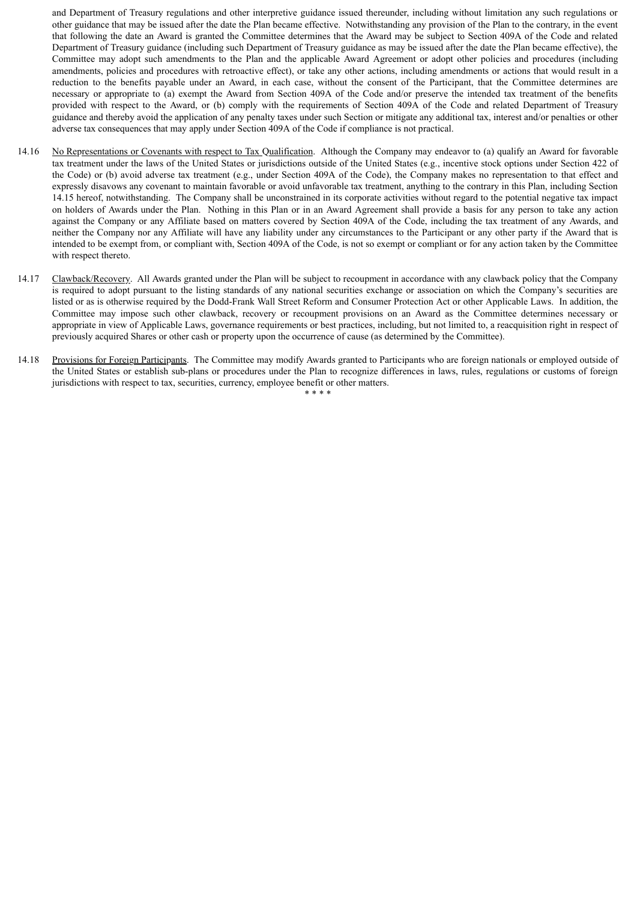and Department of Treasury regulations and other interpretive guidance issued thereunder, including without limitation any such regulations or other guidance that may be issued after the date the Plan became effective. Notwithstanding any provision of the Plan to the contrary, in the event that following the date an Award is granted the Committee determines that the Award may be subject to Section 409A of the Code and related Department of Treasury guidance (including such Department of Treasury guidance as may be issued after the date the Plan became effective), the Committee may adopt such amendments to the Plan and the applicable Award Agreement or adopt other policies and procedures (including amendments, policies and procedures with retroactive effect), or take any other actions, including amendments or actions that would result in a reduction to the benefits payable under an Award, in each case, without the consent of the Participant, that the Committee determines are necessary or appropriate to (a) exempt the Award from Section 409A of the Code and/or preserve the intended tax treatment of the benefits provided with respect to the Award, or (b) comply with the requirements of Section 409A of the Code and related Department of Treasury guidance and thereby avoid the application of any penalty taxes under such Section or mitigate any additional tax, interest and/or penalties or other adverse tax consequences that may apply under Section 409A of the Code if compliance is not practical.

14.16 No Representations or Covenants with respect to Tax Qualification. Although the Company may endeavor to (a) qualify an Award for favorable tax treatment under the laws of the United States or jurisdictions outside of the United States (e.g., incentive stock options under Section 422 of the Code) or (b) avoid adverse tax treatment (e.g., under Section 409A of the Code), the Company makes no representation to that effect and expressly disavows any covenant to maintain favorable or avoid unfavorable tax treatment, anything to the contrary in this Plan, including Section 14.15 hereof, notwithstanding. The Company shall be unconstrained in its corporate activities without regard to the potential negative tax impact on holders of Awards under the Plan. Nothing in this Plan or in an Award Agreement shall provide a basis for any person to take any action against the Company or any Affiliate based on matters covered by Section 409A of the Code, including the tax treatment of any Awards, and neither the Company nor any Affiliate will have any liability under any circumstances to the Participant or any other party if the Award that is intended to be exempt from, or compliant with, Section 409A of the Code, is not so exempt or compliant or for any action taken by the Committee with respect thereto.

14.17 Clawback/Recovery. All Awards granted under the Plan will be subject to recoupment in accordance with any clawback policy that the Company is required to adopt pursuant to the listing standards of any national securities exchange or association on which the Company's securities are listed or as is otherwise required by the Dodd-Frank Wall Street Reform and Consumer Protection Act or other Applicable Laws. In addition, the Committee may impose such other clawback, recovery or recoupment provisions on an Award as the Committee determines necessary or appropriate in view of Applicable Laws, governance requirements or best practices, including, but not limited to, a reacquisition right in respect of previously acquired Shares or other cash or property upon the occurrence of cause (as determined by the Committee).

14.18 Provisions for Foreign Participants. The Committee may modify Awards granted to Participants who are foreign nationals or employed outside of the United States or establish sub-plans or procedures under the Plan to recognize differences in laws, rules, regulations or customs of foreign jurisdictions with respect to tax, securities, currency, employee benefit or other matters.

* * * *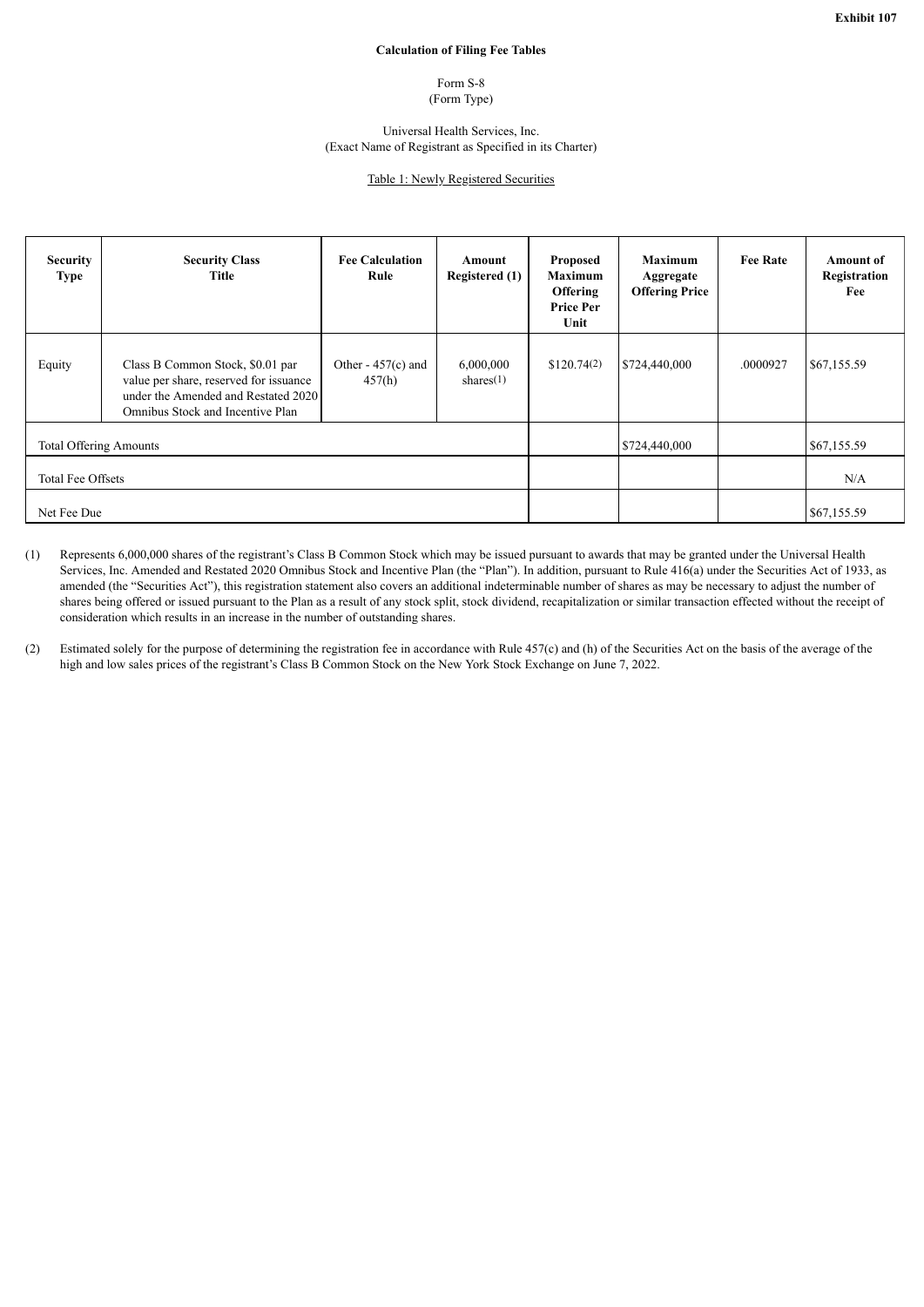**Exhibit 107**

**Calculation of Filing Fee Tables**

Form S-8
(Form Type)

Universal Health Services, Inc.
(Exact Name of Registrant as Specified in its Charter)

Table 1: Newly Registered Securities

| Security Type | Security Class Title | Fee Calculation Rule | Amount Registered (1) | Proposed Maximum Offering Price Per Unit | Maximum Aggregate Offering Price | Fee Rate | Amount of Registration Fee |
|---|---|---|---|---|---|---|---|
| Equity | Class B Common Stock, $0.01 par value per share, reserved for issuance under the Amended and Restated 2020 Omnibus Stock and Incentive Plan | Other - 457(c) and 457(h) | 6,000,000 shares(1) | $120.74(2) | $724,440,000 | .0000927 | $67,155.59 |
| Total Offering Amounts | | | | | $724,440,000 | | $67,155.59 |
| Total Fee Offsets | | | | | | | N/A |
| Net Fee Due | | | | | | | $67,155.59 |

(1) Represents 6,000,000 shares of the registrant's Class B Common Stock which may be issued pursuant to awards that may be granted under the Universal Health Services, Inc. Amended and Restated 2020 Omnibus Stock and Incentive Plan (the "Plan"). In addition, pursuant to Rule 416(a) under the Securities Act of 1933, as amended (the "Securities Act"), this registration statement also covers an additional indeterminable number of shares as may be necessary to adjust the number of shares being offered or issued pursuant to the Plan as a result of any stock split, stock dividend, recapitalization or similar transaction effected without the receipt of consideration which results in an increase in the number of outstanding shares.

(2) Estimated solely for the purpose of determining the registration fee in accordance with Rule 457(c) and (h) of the Securities Act on the basis of the average of the high and low sales prices of the registrant's Class B Common Stock on the New York Stock Exchange on June 7, 2022.